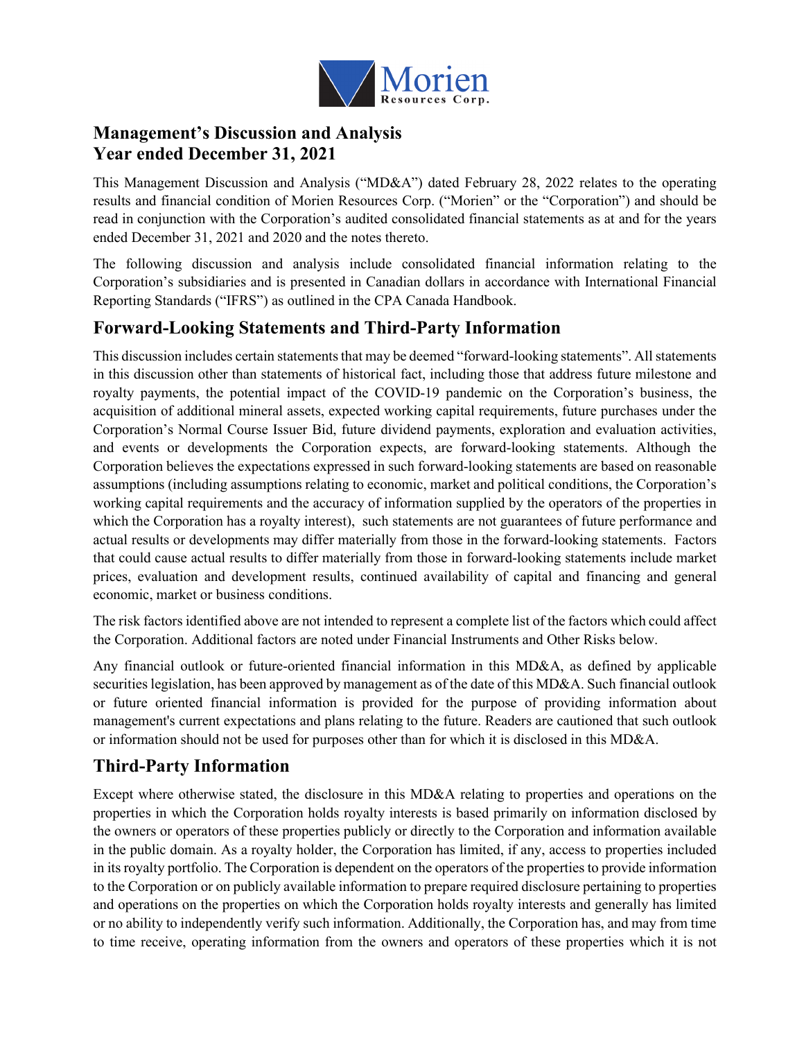# Management's Discussion and Analysis
# Year ended December 31, 2021

This Management Discussion and Analysis ("MD&A") dated February 28, 2022 relates to the operating results and financial condition of Morien Resources Corp. ("Morien" or the "Corporation") and should be read in conjunction with the Corporation's audited consolidated financial statements as at and for the years ended December 31, 2021 and 2020 and the notes thereto.

The following discussion and analysis include consolidated financial information relating to the Corporation's subsidiaries and is presented in Canadian dollars in accordance with International Financial Reporting Standards ("IFRS") as outlined in the CPA Canada Handbook.

## Forward-Looking Statements and Third-Party Information

This discussion includes certain statements that may be deemed "forward-looking statements". All statements in this discussion other than statements of historical fact, including those that address future milestone and royalty payments, the potential impact of the COVID-19 pandemic on the Corporation's business, the acquisition of additional mineral assets, expected working capital requirements, future purchases under the Corporation's Normal Course Issuer Bid, future dividend payments, exploration and evaluation activities, and events or developments the Corporation expects, are forward-looking statements. Although the Corporation believes the expectations expressed in such forward-looking statements are based on reasonable assumptions (including assumptions relating to economic, market and political conditions, the Corporation's working capital requirements and the accuracy of information supplied by the operators of the properties in which the Corporation has a royalty interest), such statements are not guarantees of future performance and actual results or developments may differ materially from those in the forward-looking statements. Factors that could cause actual results to differ materially from those in forward-looking statements include market prices, evaluation and development results, continued availability of capital and financing and general economic, market or business conditions.

The risk factors identified above are not intended to represent a complete list of the factors which could affect the Corporation. Additional factors are noted under Financial Instruments and Other Risks below.

Any financial outlook or future-oriented financial information in this MD&A, as defined by applicable securities legislation, has been approved by management as of the date of this MD&A. Such financial outlook or future oriented financial information is provided for the purpose of providing information about management's current expectations and plans relating to the future. Readers are cautioned that such outlook or information should not be used for purposes other than for which it is disclosed in this MD&A.

## Third-Party Information

Except where otherwise stated, the disclosure in this MD&A relating to properties and operations on the properties in which the Corporation holds royalty interests is based primarily on information disclosed by the owners or operators of these properties publicly or directly to the Corporation and information available in the public domain. As a royalty holder, the Corporation has limited, if any, access to properties included in its royalty portfolio. The Corporation is dependent on the operators of the properties to provide information to the Corporation or on publicly available information to prepare required disclosure pertaining to properties and operations on the properties on which the Corporation holds royalty interests and generally has limited or no ability to independently verify such information. Additionally, the Corporation has, and may from time to time receive, operating information from the owners and operators of these properties which it is not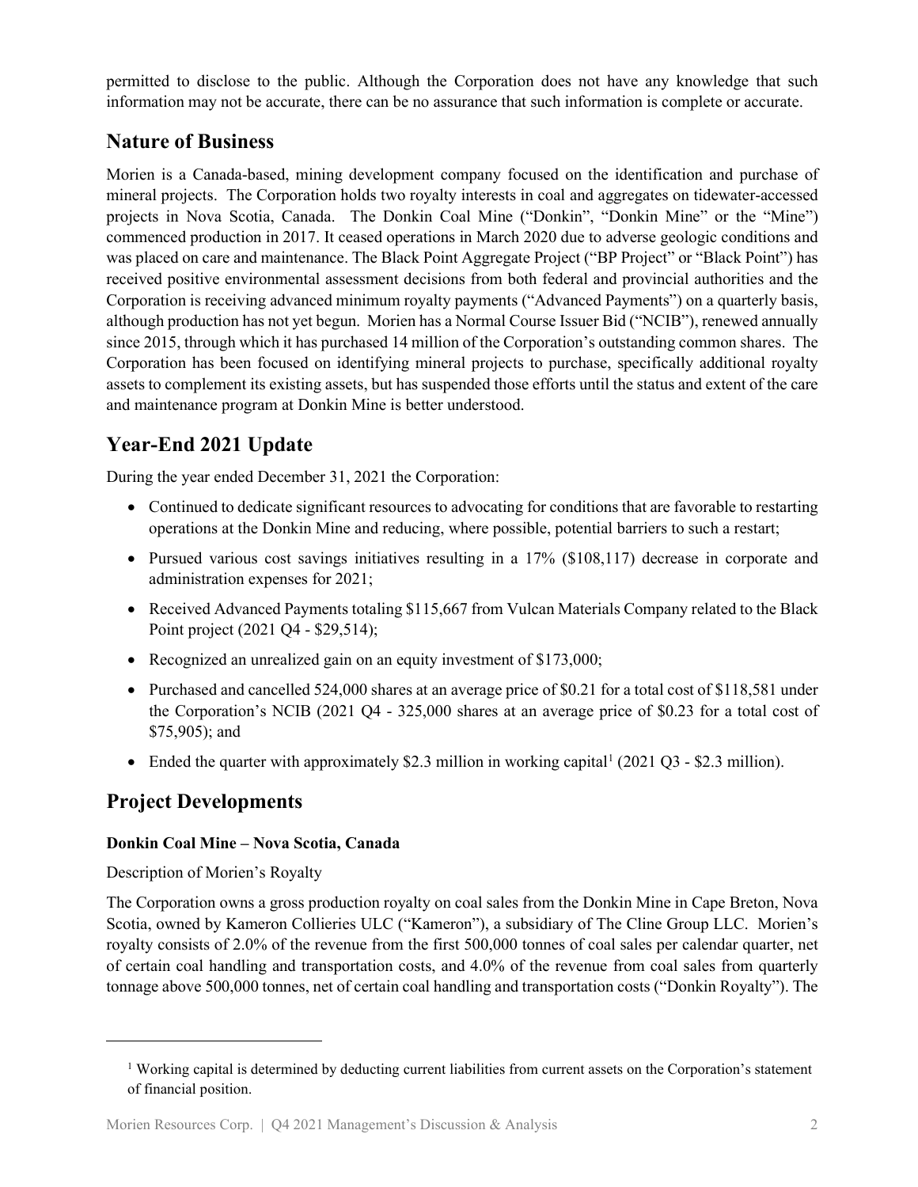permitted to disclose to the public. Although the Corporation does not have any knowledge that such information may not be accurate, there can be no assurance that such information is complete or accurate.

## Nature of Business

Morien is a Canada-based, mining development company focused on the identification and purchase of mineral projects. The Corporation holds two royalty interests in coal and aggregates on tidewater-accessed projects in Nova Scotia, Canada. The Donkin Coal Mine ("Donkin", "Donkin Mine" or the "Mine") commenced production in 2017. It ceased operations in March 2020 due to adverse geologic conditions and was placed on care and maintenance. The Black Point Aggregate Project ("BP Project" or "Black Point") has received positive environmental assessment decisions from both federal and provincial authorities and the Corporation is receiving advanced minimum royalty payments ("Advanced Payments") on a quarterly basis, although production has not yet begun. Morien has a Normal Course Issuer Bid ("NCIB"), renewed annually since 2015, through which it has purchased 14 million of the Corporation's outstanding common shares. The Corporation has been focused on identifying mineral projects to purchase, specifically additional royalty assets to complement its existing assets, but has suspended those efforts until the status and extent of the care and maintenance program at Donkin Mine is better understood.

## Year-End 2021 Update

During the year ended December 31, 2021 the Corporation:

- Continued to dedicate significant resources to advocating for conditions that are favorable to restarting operations at the Donkin Mine and reducing, where possible, potential barriers to such a restart;
- Pursued various cost savings initiatives resulting in a 17% ($108,117) decrease in corporate and administration expenses for 2021;
- Received Advanced Payments totaling $115,667 from Vulcan Materials Company related to the Black Point project (2021 Q4 - $29,514);
- Recognized an unrealized gain on an equity investment of $173,000;
- Purchased and cancelled 524,000 shares at an average price of $0.21 for a total cost of $118,581 under the Corporation's NCIB (2021 Q4 - 325,000 shares at an average price of $0.23 for a total cost of $75,905); and
- Ended the quarter with approximately $2.3 million in working capital[1] (2021 Q3 - $2.3 million).

## Project Developments

**Donkin Coal Mine – Nova Scotia, Canada**

Description of Morien's Royalty

The Corporation owns a gross production royalty on coal sales from the Donkin Mine in Cape Breton, Nova Scotia, owned by Kameron Collieries ULC ("Kameron"), a subsidiary of The Cline Group LLC. Morien's royalty consists of 2.0% of the revenue from the first 500,000 tonnes of coal sales per calendar quarter, net of certain coal handling and transportation costs, and 4.0% of the revenue from coal sales from quarterly tonnage above 500,000 tonnes, net of certain coal handling and transportation costs ("Donkin Royalty"). The

[1] Working capital is determined by deducting current liabilities from current assets on the Corporation's statement of financial position.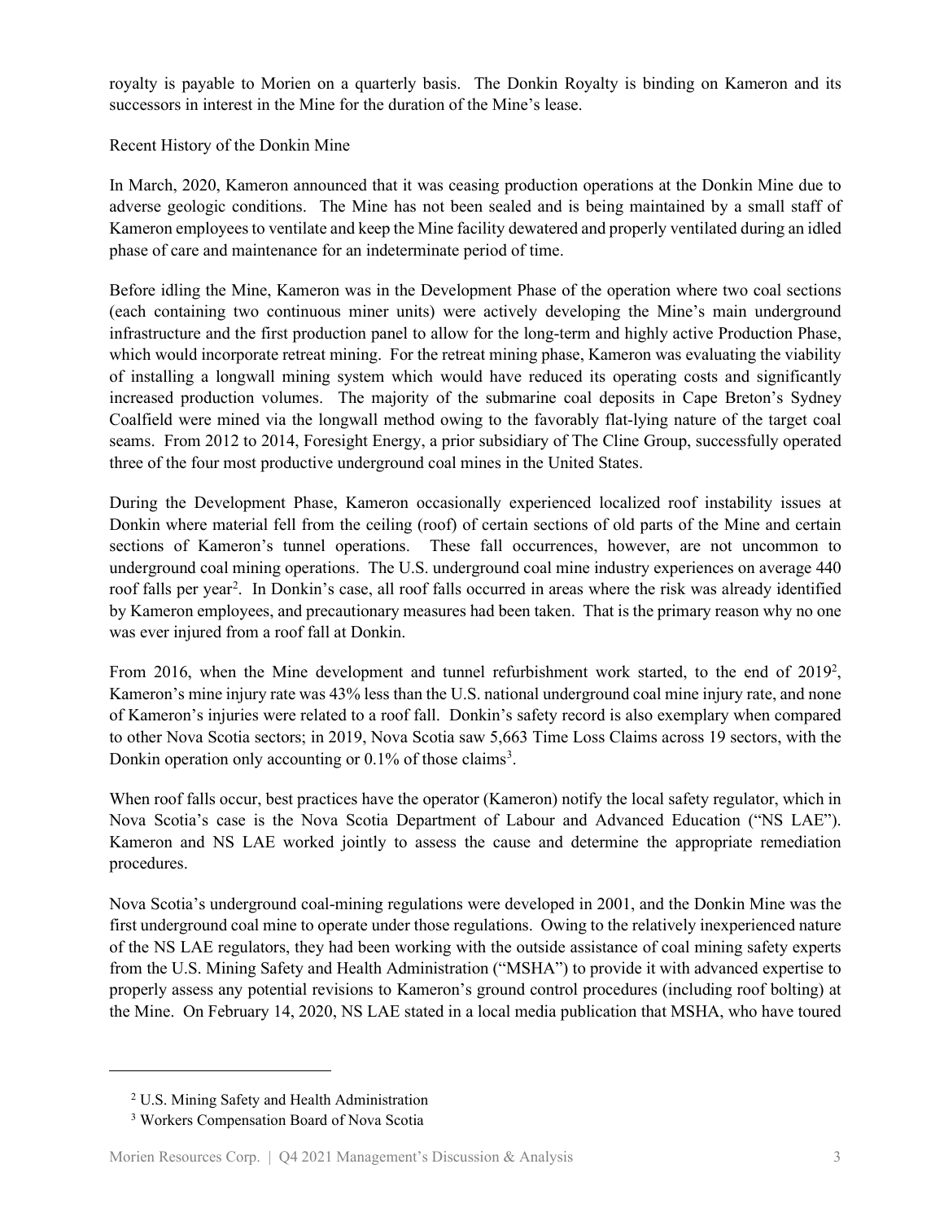royalty is payable to Morien on a quarterly basis. The Donkin Royalty is binding on Kameron and its successors in interest in the Mine for the duration of the Mine's lease.

Recent History of the Donkin Mine

In March, 2020, Kameron announced that it was ceasing production operations at the Donkin Mine due to adverse geologic conditions. The Mine has not been sealed and is being maintained by a small staff of Kameron employees to ventilate and keep the Mine facility dewatered and properly ventilated during an idled phase of care and maintenance for an indeterminate period of time.

Before idling the Mine, Kameron was in the Development Phase of the operation where two coal sections (each containing two continuous miner units) were actively developing the Mine's main underground infrastructure and the first production panel to allow for the long-term and highly active Production Phase, which would incorporate retreat mining. For the retreat mining phase, Kameron was evaluating the viability of installing a longwall mining system which would have reduced its operating costs and significantly increased production volumes. The majority of the submarine coal deposits in Cape Breton's Sydney Coalfield were mined via the longwall method owing to the favorably flat-lying nature of the target coal seams. From 2012 to 2014, Foresight Energy, a prior subsidiary of The Cline Group, successfully operated three of the four most productive underground coal mines in the United States.

During the Development Phase, Kameron occasionally experienced localized roof instability issues at Donkin where material fell from the ceiling (roof) of certain sections of old parts of the Mine and certain sections of Kameron's tunnel operations. These fall occurrences, however, are not uncommon to underground coal mining operations. The U.S. underground coal mine industry experiences on average 440 roof falls per year[2]. In Donkin's case, all roof falls occurred in areas where the risk was already identified by Kameron employees, and precautionary measures had been taken. That is the primary reason why no one was ever injured from a roof fall at Donkin.

From 2016, when the Mine development and tunnel refurbishment work started, to the end of 2019[2], Kameron's mine injury rate was 43% less than the U.S. national underground coal mine injury rate, and none of Kameron's injuries were related to a roof fall. Donkin's safety record is also exemplary when compared to other Nova Scotia sectors; in 2019, Nova Scotia saw 5,663 Time Loss Claims across 19 sectors, with the Donkin operation only accounting or 0.1% of those claims[3].

When roof falls occur, best practices have the operator (Kameron) notify the local safety regulator, which in Nova Scotia's case is the Nova Scotia Department of Labour and Advanced Education ("NS LAE"). Kameron and NS LAE worked jointly to assess the cause and determine the appropriate remediation procedures.

Nova Scotia's underground coal-mining regulations were developed in 2001, and the Donkin Mine was the first underground coal mine to operate under those regulations. Owing to the relatively inexperienced nature of the NS LAE regulators, they had been working with the outside assistance of coal mining safety experts from the U.S. Mining Safety and Health Administration ("MSHA") to provide it with advanced expertise to properly assess any potential revisions to Kameron's ground control procedures (including roof bolting) at the Mine. On February 14, 2020, NS LAE stated in a local media publication that MSHA, who have toured

---

[2] U.S. Mining Safety and Health Administration

[3] Workers Compensation Board of Nova Scotia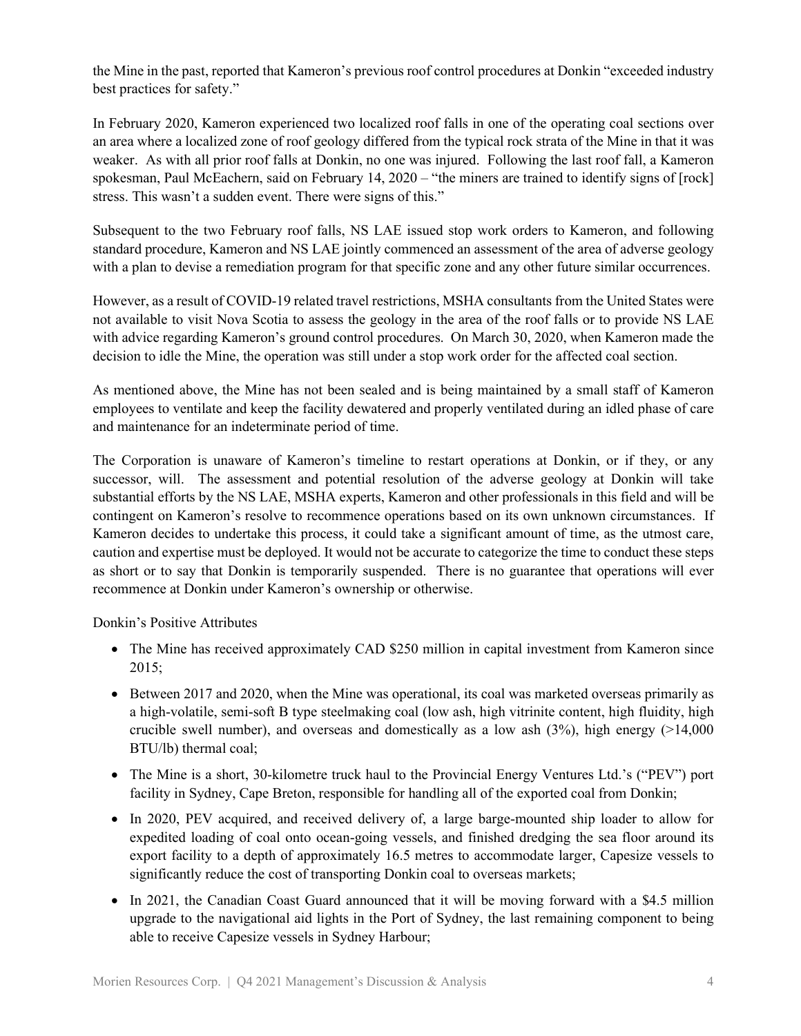the Mine in the past, reported that Kameron's previous roof control procedures at Donkin "exceeded industry best practices for safety."

In February 2020, Kameron experienced two localized roof falls in one of the operating coal sections over an area where a localized zone of roof geology differed from the typical rock strata of the Mine in that it was weaker. As with all prior roof falls at Donkin, no one was injured. Following the last roof fall, a Kameron spokesman, Paul McEachern, said on February 14, 2020 – "the miners are trained to identify signs of [rock] stress. This wasn't a sudden event. There were signs of this."

Subsequent to the two February roof falls, NS LAE issued stop work orders to Kameron, and following standard procedure, Kameron and NS LAE jointly commenced an assessment of the area of adverse geology with a plan to devise a remediation program for that specific zone and any other future similar occurrences.

However, as a result of COVID-19 related travel restrictions, MSHA consultants from the United States were not available to visit Nova Scotia to assess the geology in the area of the roof falls or to provide NS LAE with advice regarding Kameron's ground control procedures. On March 30, 2020, when Kameron made the decision to idle the Mine, the operation was still under a stop work order for the affected coal section.

As mentioned above, the Mine has not been sealed and is being maintained by a small staff of Kameron employees to ventilate and keep the facility dewatered and properly ventilated during an idled phase of care and maintenance for an indeterminate period of time.

The Corporation is unaware of Kameron's timeline to restart operations at Donkin, or if they, or any successor, will. The assessment and potential resolution of the adverse geology at Donkin will take substantial efforts by the NS LAE, MSHA experts, Kameron and other professionals in this field and will be contingent on Kameron's resolve to recommence operations based on its own unknown circumstances. If Kameron decides to undertake this process, it could take a significant amount of time, as the utmost care, caution and expertise must be deployed. It would not be accurate to categorize the time to conduct these steps as short or to say that Donkin is temporarily suspended. There is no guarantee that operations will ever recommence at Donkin under Kameron's ownership or otherwise.

Donkin's Positive Attributes

- The Mine has received approximately CAD $250 million in capital investment from Kameron since 2015;
- Between 2017 and 2020, when the Mine was operational, its coal was marketed overseas primarily as a high-volatile, semi-soft B type steelmaking coal (low ash, high vitrinite content, high fluidity, high crucible swell number), and overseas and domestically as a low ash (3%), high energy (>14,000 BTU/lb) thermal coal;
- The Mine is a short, 30-kilometre truck haul to the Provincial Energy Ventures Ltd.'s ("PEV") port facility in Sydney, Cape Breton, responsible for handling all of the exported coal from Donkin;
- In 2020, PEV acquired, and received delivery of, a large barge-mounted ship loader to allow for expedited loading of coal onto ocean-going vessels, and finished dredging the sea floor around its export facility to a depth of approximately 16.5 metres to accommodate larger, Capesize vessels to significantly reduce the cost of transporting Donkin coal to overseas markets;
- In 2021, the Canadian Coast Guard announced that it will be moving forward with a $4.5 million upgrade to the navigational aid lights in the Port of Sydney, the last remaining component to being able to receive Capesize vessels in Sydney Harbour;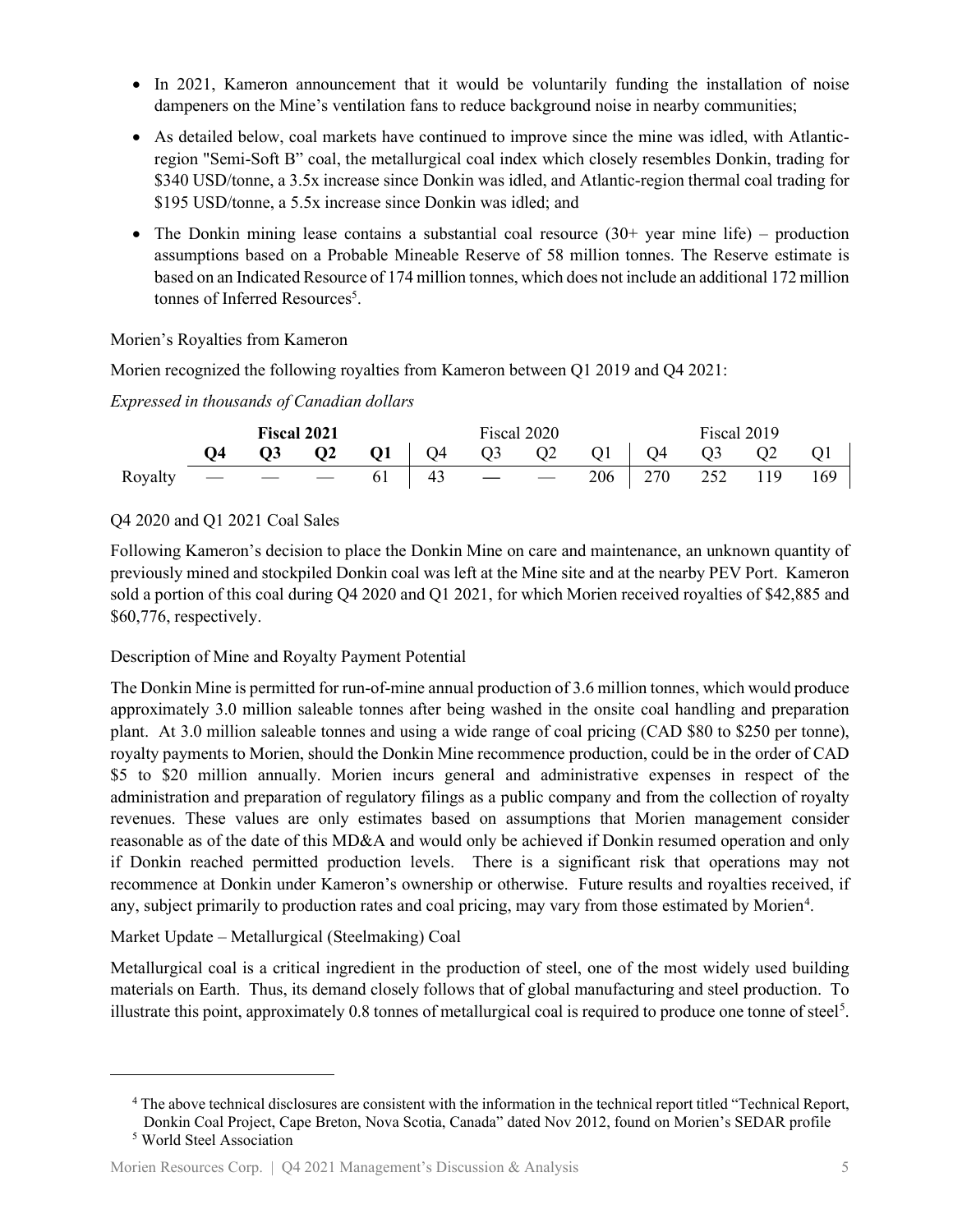- In 2021, Kameron announcement that it would be voluntarily funding the installation of noise dampeners on the Mine's ventilation fans to reduce background noise in nearby communities;
- As detailed below, coal markets have continued to improve since the mine was idled, with Atlantic-region "Semi-Soft B" coal, the metallurgical coal index which closely resembles Donkin, trading for \$340 USD/tonne, a 3.5x increase since Donkin was idled, and Atlantic-region thermal coal trading for \$195 USD/tonne, a 5.5x increase since Donkin was idled; and
- The Donkin mining lease contains a substantial coal resource (30+ year mine life) – production assumptions based on a Probable Mineable Reserve of 58 million tonnes. The Reserve estimate is based on an Indicated Resource of 174 million tonnes, which does not include an additional 172 million tonnes of Inferred Resources[5].

Morien's Royalties from Kameron

Morien recognized the following royalties from Kameron between Q1 2019 and Q4 2021:

*Expressed in thousands of Canadian dollars*

| | **Fiscal 2021** | | | | Fiscal 2020 | | | | Fiscal 2019 | | | |
|---|---|---|---|---|---|---|---|---|---|---|---|---|
| | **Q4** | **Q3** | **Q2** | **Q1** | Q4 | Q3 | Q2 | Q1 | Q4 | Q3 | Q2 | Q1 |
| Royalty | — | — | — | 61 | 43 | — | — | 206 | 270 | 252 | 119 | 169 |

Q4 2020 and Q1 2021 Coal Sales

Following Kameron's decision to place the Donkin Mine on care and maintenance, an unknown quantity of previously mined and stockpiled Donkin coal was left at the Mine site and at the nearby PEV Port. Kameron sold a portion of this coal during Q4 2020 and Q1 2021, for which Morien received royalties of \$42,885 and \$60,776, respectively.

Description of Mine and Royalty Payment Potential

The Donkin Mine is permitted for run-of-mine annual production of 3.6 million tonnes, which would produce approximately 3.0 million saleable tonnes after being washed in the onsite coal handling and preparation plant. At 3.0 million saleable tonnes and using a wide range of coal pricing (CAD \$80 to \$250 per tonne), royalty payments to Morien, should the Donkin Mine recommence production, could be in the order of CAD \$5 to \$20 million annually. Morien incurs general and administrative expenses in respect of the administration and preparation of regulatory filings as a public company and from the collection of royalty revenues. These values are only estimates based on assumptions that Morien management consider reasonable as of the date of this MD&A and would only be achieved if Donkin resumed operation and only if Donkin reached permitted production levels. There is a significant risk that operations may not recommence at Donkin under Kameron's ownership or otherwise. Future results and royalties received, if any, subject primarily to production rates and coal pricing, may vary from those estimated by Morien[4].

Market Update – Metallurgical (Steelmaking) Coal

Metallurgical coal is a critical ingredient in the production of steel, one of the most widely used building materials on Earth. Thus, its demand closely follows that of global manufacturing and steel production. To illustrate this point, approximately 0.8 tonnes of metallurgical coal is required to produce one tonne of steel[5].

---

[4] The above technical disclosures are consistent with the information in the technical report titled "Technical Report, Donkin Coal Project, Cape Breton, Nova Scotia, Canada" dated Nov 2012, found on Morien's SEDAR profile

[5] World Steel Association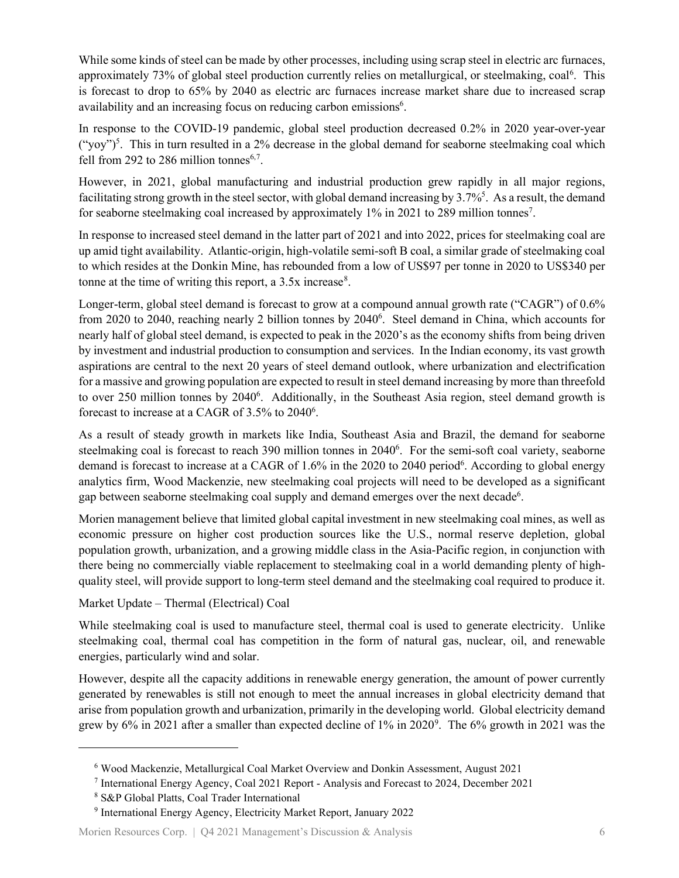While some kinds of steel can be made by other processes, including using scrap steel in electric arc furnaces, approximately 73% of global steel production currently relies on metallurgical, or steelmaking, coal[6]. This is forecast to drop to 65% by 2040 as electric arc furnaces increase market share due to increased scrap availability and an increasing focus on reducing carbon emissions[6].

In response to the COVID-19 pandemic, global steel production decreased 0.2% in 2020 year-over-year ("yoy")[5]. This in turn resulted in a 2% decrease in the global demand for seaborne steelmaking coal which fell from 292 to 286 million tonnes[6,7].

However, in 2021, global manufacturing and industrial production grew rapidly in all major regions, facilitating strong growth in the steel sector, with global demand increasing by 3.7%[5]. As a result, the demand for seaborne steelmaking coal increased by approximately 1% in 2021 to 289 million tonnes[7].

In response to increased steel demand in the latter part of 2021 and into 2022, prices for steelmaking coal are up amid tight availability. Atlantic-origin, high-volatile semi-soft B coal, a similar grade of steelmaking coal to which resides at the Donkin Mine, has rebounded from a low of US$97 per tonne in 2020 to US$340 per tonne at the time of writing this report, a 3.5x increase[8].

Longer-term, global steel demand is forecast to grow at a compound annual growth rate ("CAGR") of 0.6% from 2020 to 2040, reaching nearly 2 billion tonnes by 2040[6]. Steel demand in China, which accounts for nearly half of global steel demand, is expected to peak in the 2020's as the economy shifts from being driven by investment and industrial production to consumption and services. In the Indian economy, its vast growth aspirations are central to the next 20 years of steel demand outlook, where urbanization and electrification for a massive and growing population are expected to result in steel demand increasing by more than threefold to over 250 million tonnes by 2040[6]. Additionally, in the Southeast Asia region, steel demand growth is forecast to increase at a CAGR of 3.5% to 2040[6].

As a result of steady growth in markets like India, Southeast Asia and Brazil, the demand for seaborne steelmaking coal is forecast to reach 390 million tonnes in 2040[6]. For the semi-soft coal variety, seaborne demand is forecast to increase at a CAGR of 1.6% in the 2020 to 2040 period[6]. According to global energy analytics firm, Wood Mackenzie, new steelmaking coal projects will need to be developed as a significant gap between seaborne steelmaking coal supply and demand emerges over the next decade[6].

Morien management believe that limited global capital investment in new steelmaking coal mines, as well as economic pressure on higher cost production sources like the U.S., normal reserve depletion, global population growth, urbanization, and a growing middle class in the Asia-Pacific region, in conjunction with there being no commercially viable replacement to steelmaking coal in a world demanding plenty of high-quality steel, will provide support to long-term steel demand and the steelmaking coal required to produce it.

Market Update – Thermal (Electrical) Coal

While steelmaking coal is used to manufacture steel, thermal coal is used to generate electricity. Unlike steelmaking coal, thermal coal has competition in the form of natural gas, nuclear, oil, and renewable energies, particularly wind and solar.

However, despite all the capacity additions in renewable energy generation, the amount of power currently generated by renewables is still not enough to meet the annual increases in global electricity demand that arise from population growth and urbanization, primarily in the developing world. Global electricity demand grew by 6% in 2021 after a smaller than expected decline of 1% in 2020[9]. The 6% growth in 2021 was the

---

[6] Wood Mackenzie, Metallurgical Coal Market Overview and Donkin Assessment, August 2021

[7] International Energy Agency, Coal 2021 Report - Analysis and Forecast to 2024, December 2021

[8] S&P Global Platts, Coal Trader International

[9] International Energy Agency, Electricity Market Report, January 2022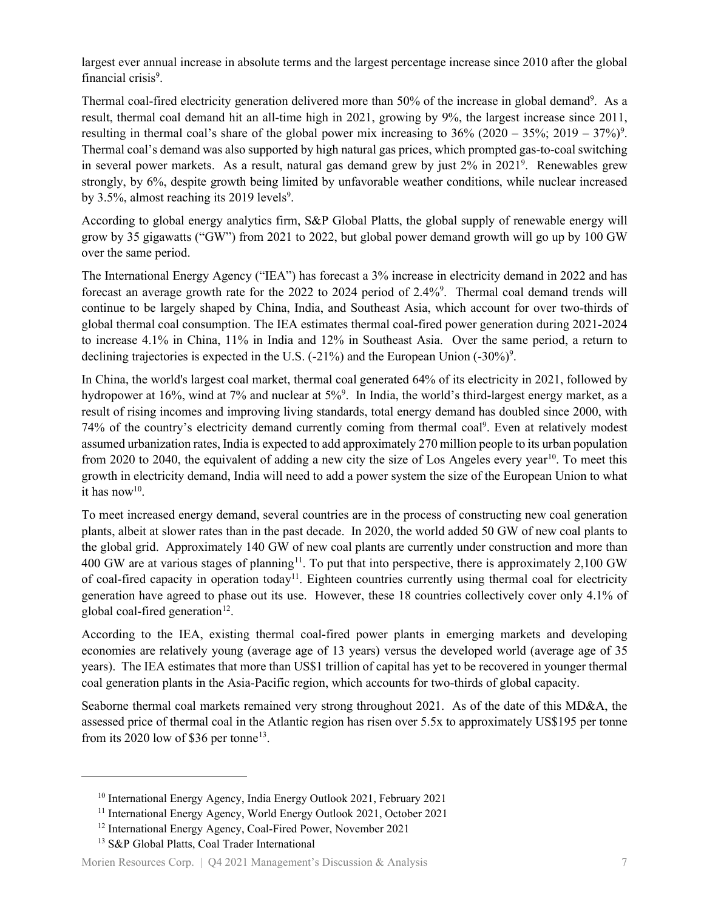largest ever annual increase in absolute terms and the largest percentage increase since 2010 after the global financial crisis[9].

Thermal coal-fired electricity generation delivered more than 50% of the increase in global demand[9]. As a result, thermal coal demand hit an all-time high in 2021, growing by 9%, the largest increase since 2011, resulting in thermal coal's share of the global power mix increasing to 36% (2020 – 35%; 2019 – 37%)[9]. Thermal coal's demand was also supported by high natural gas prices, which prompted gas-to-coal switching in several power markets. As a result, natural gas demand grew by just 2% in 2021[9]. Renewables grew strongly, by 6%, despite growth being limited by unfavorable weather conditions, while nuclear increased by 3.5%, almost reaching its 2019 levels[9].

According to global energy analytics firm, S&P Global Platts, the global supply of renewable energy will grow by 35 gigawatts ("GW") from 2021 to 2022, but global power demand growth will go up by 100 GW over the same period.

The International Energy Agency ("IEA") has forecast a 3% increase in electricity demand in 2022 and has forecast an average growth rate for the 2022 to 2024 period of 2.4%[9]. Thermal coal demand trends will continue to be largely shaped by China, India, and Southeast Asia, which account for over two-thirds of global thermal coal consumption. The IEA estimates thermal coal-fired power generation during 2021-2024 to increase 4.1% in China, 11% in India and 12% in Southeast Asia. Over the same period, a return to declining trajectories is expected in the U.S. (-21%) and the European Union (-30%)[9].

In China, the world's largest coal market, thermal coal generated 64% of its electricity in 2021, followed by hydropower at 16%, wind at 7% and nuclear at 5%[9]. In India, the world's third-largest energy market, as a result of rising incomes and improving living standards, total energy demand has doubled since 2000, with 74% of the country's electricity demand currently coming from thermal coal[9]. Even at relatively modest assumed urbanization rates, India is expected to add approximately 270 million people to its urban population from 2020 to 2040, the equivalent of adding a new city the size of Los Angeles every year[10]. To meet this growth in electricity demand, India will need to add a power system the size of the European Union to what it has now[10].

To meet increased energy demand, several countries are in the process of constructing new coal generation plants, albeit at slower rates than in the past decade. In 2020, the world added 50 GW of new coal plants to the global grid. Approximately 140 GW of new coal plants are currently under construction and more than 400 GW are at various stages of planning[11]. To put that into perspective, there is approximately 2,100 GW of coal-fired capacity in operation today[11]. Eighteen countries currently using thermal coal for electricity generation have agreed to phase out its use. However, these 18 countries collectively cover only 4.1% of global coal-fired generation[12].

According to the IEA, existing thermal coal-fired power plants in emerging markets and developing economies are relatively young (average age of 13 years) versus the developed world (average age of 35 years). The IEA estimates that more than US$1 trillion of capital has yet to be recovered in younger thermal coal generation plants in the Asia-Pacific region, which accounts for two-thirds of global capacity.

Seaborne thermal coal markets remained very strong throughout 2021. As of the date of this MD&A, the assessed price of thermal coal in the Atlantic region has risen over 5.5x to approximately US$195 per tonne from its 2020 low of $36 per tonne[13].

---

[10] International Energy Agency, India Energy Outlook 2021, February 2021

[11] International Energy Agency, World Energy Outlook 2021, October 2021

[12] International Energy Agency, Coal-Fired Power, November 2021

[13] S&P Global Platts, Coal Trader International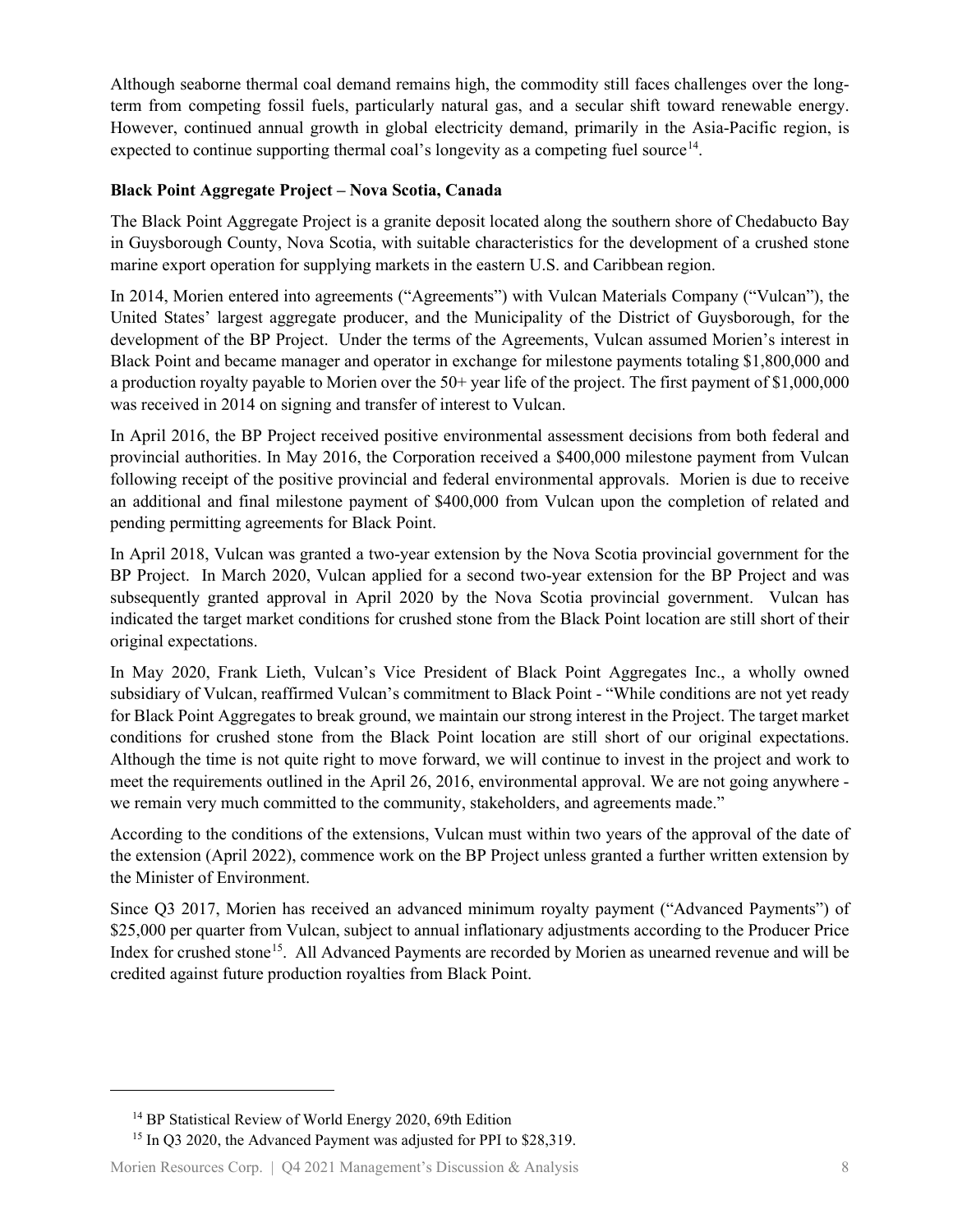Although seaborne thermal coal demand remains high, the commodity still faces challenges over the long-term from competing fossil fuels, particularly natural gas, and a secular shift toward renewable energy. However, continued annual growth in global electricity demand, primarily in the Asia-Pacific region, is expected to continue supporting thermal coal's longevity as a competing fuel source[14].

**Black Point Aggregate Project – Nova Scotia, Canada**

The Black Point Aggregate Project is a granite deposit located along the southern shore of Chedabucto Bay in Guysborough County, Nova Scotia, with suitable characteristics for the development of a crushed stone marine export operation for supplying markets in the eastern U.S. and Caribbean region.

In 2014, Morien entered into agreements ("Agreements") with Vulcan Materials Company ("Vulcan"), the United States' largest aggregate producer, and the Municipality of the District of Guysborough, for the development of the BP Project. Under the terms of the Agreements, Vulcan assumed Morien's interest in Black Point and became manager and operator in exchange for milestone payments totaling $1,800,000 and a production royalty payable to Morien over the 50+ year life of the project. The first payment of $1,000,000 was received in 2014 on signing and transfer of interest to Vulcan.

In April 2016, the BP Project received positive environmental assessment decisions from both federal and provincial authorities. In May 2016, the Corporation received a $400,000 milestone payment from Vulcan following receipt of the positive provincial and federal environmental approvals. Morien is due to receive an additional and final milestone payment of $400,000 from Vulcan upon the completion of related and pending permitting agreements for Black Point.

In April 2018, Vulcan was granted a two-year extension by the Nova Scotia provincial government for the BP Project. In March 2020, Vulcan applied for a second two-year extension for the BP Project and was subsequently granted approval in April 2020 by the Nova Scotia provincial government. Vulcan has indicated the target market conditions for crushed stone from the Black Point location are still short of their original expectations.

In May 2020, Frank Lieth, Vulcan's Vice President of Black Point Aggregates Inc., a wholly owned subsidiary of Vulcan, reaffirmed Vulcan's commitment to Black Point - "While conditions are not yet ready for Black Point Aggregates to break ground, we maintain our strong interest in the Project. The target market conditions for crushed stone from the Black Point location are still short of our original expectations. Although the time is not quite right to move forward, we will continue to invest in the project and work to meet the requirements outlined in the April 26, 2016, environmental approval. We are not going anywhere - we remain very much committed to the community, stakeholders, and agreements made."

According to the conditions of the extensions, Vulcan must within two years of the approval of the date of the extension (April 2022), commence work on the BP Project unless granted a further written extension by the Minister of Environment.

Since Q3 2017, Morien has received an advanced minimum royalty payment ("Advanced Payments") of $25,000 per quarter from Vulcan, subject to annual inflationary adjustments according to the Producer Price Index for crushed stone[15]. All Advanced Payments are recorded by Morien as unearned revenue and will be credited against future production royalties from Black Point.

---

[14] BP Statistical Review of World Energy 2020, 69th Edition

[15] In Q3 2020, the Advanced Payment was adjusted for PPI to $28,319.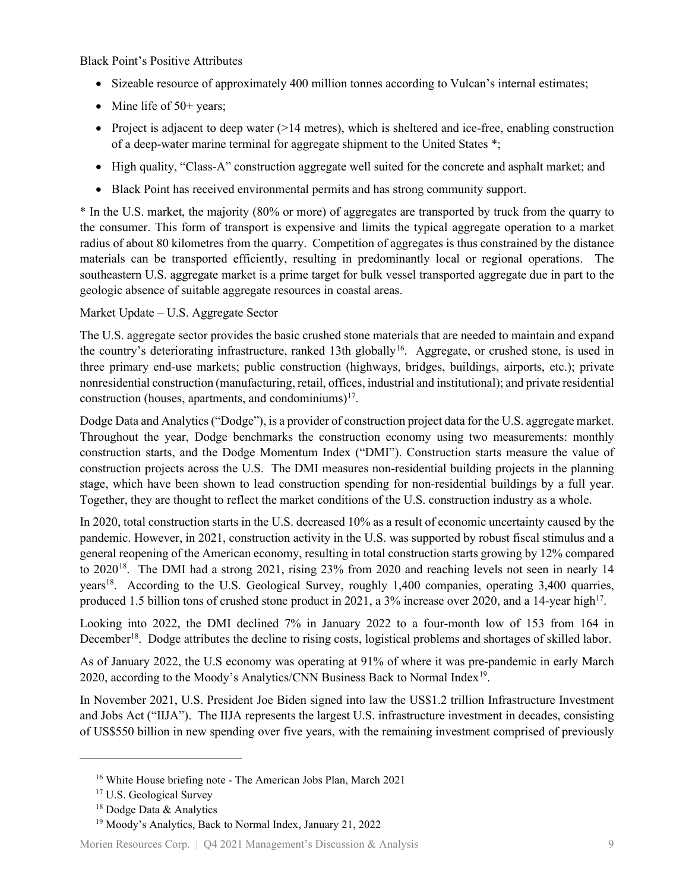Black Point's Positive Attributes

- Sizeable resource of approximately 400 million tonnes according to Vulcan's internal estimates;
- Mine life of 50+ years;
- Project is adjacent to deep water (>14 metres), which is sheltered and ice-free, enabling construction of a deep-water marine terminal for aggregate shipment to the United States *;
- High quality, "Class-A" construction aggregate well suited for the concrete and asphalt market; and
- Black Point has received environmental permits and has strong community support.

* In the U.S. market, the majority (80% or more) of aggregates are transported by truck from the quarry to the consumer. This form of transport is expensive and limits the typical aggregate operation to a market radius of about 80 kilometres from the quarry. Competition of aggregates is thus constrained by the distance materials can be transported efficiently, resulting in predominantly local or regional operations. The southeastern U.S. aggregate market is a prime target for bulk vessel transported aggregate due in part to the geologic absence of suitable aggregate resources in coastal areas.

Market Update – U.S. Aggregate Sector

The U.S. aggregate sector provides the basic crushed stone materials that are needed to maintain and expand the country's deteriorating infrastructure, ranked 13th globally[16]. Aggregate, or crushed stone, is used in three primary end-use markets; public construction (highways, bridges, buildings, airports, etc.); private nonresidential construction (manufacturing, retail, offices, industrial and institutional); and private residential construction (houses, apartments, and condominiums)[17].

Dodge Data and Analytics ("Dodge"), is a provider of construction project data for the U.S. aggregate market. Throughout the year, Dodge benchmarks the construction economy using two measurements: monthly construction starts, and the Dodge Momentum Index ("DMI"). Construction starts measure the value of construction projects across the U.S. The DMI measures non-residential building projects in the planning stage, which have been shown to lead construction spending for non-residential buildings by a full year. Together, they are thought to reflect the market conditions of the U.S. construction industry as a whole.

In 2020, total construction starts in the U.S. decreased 10% as a result of economic uncertainty caused by the pandemic. However, in 2021, construction activity in the U.S. was supported by robust fiscal stimulus and a general reopening of the American economy, resulting in total construction starts growing by 12% compared to 2020[18]. The DMI had a strong 2021, rising 23% from 2020 and reaching levels not seen in nearly 14 years[18]. According to the U.S. Geological Survey, roughly 1,400 companies, operating 3,400 quarries, produced 1.5 billion tons of crushed stone product in 2021, a 3% increase over 2020, and a 14-year high[17].

Looking into 2022, the DMI declined 7% in January 2022 to a four-month low of 153 from 164 in December[18]. Dodge attributes the decline to rising costs, logistical problems and shortages of skilled labor.

As of January 2022, the U.S economy was operating at 91% of where it was pre-pandemic in early March 2020, according to the Moody's Analytics/CNN Business Back to Normal Index[19].

In November 2021, U.S. President Joe Biden signed into law the US$1.2 trillion Infrastructure Investment and Jobs Act ("IIJA"). The IIJA represents the largest U.S. infrastructure investment in decades, consisting of US$550 billion in new spending over five years, with the remaining investment comprised of previously

---

[16] White House briefing note - The American Jobs Plan, March 2021

[17] U.S. Geological Survey

[18] Dodge Data & Analytics

[19] Moody's Analytics, Back to Normal Index, January 21, 2022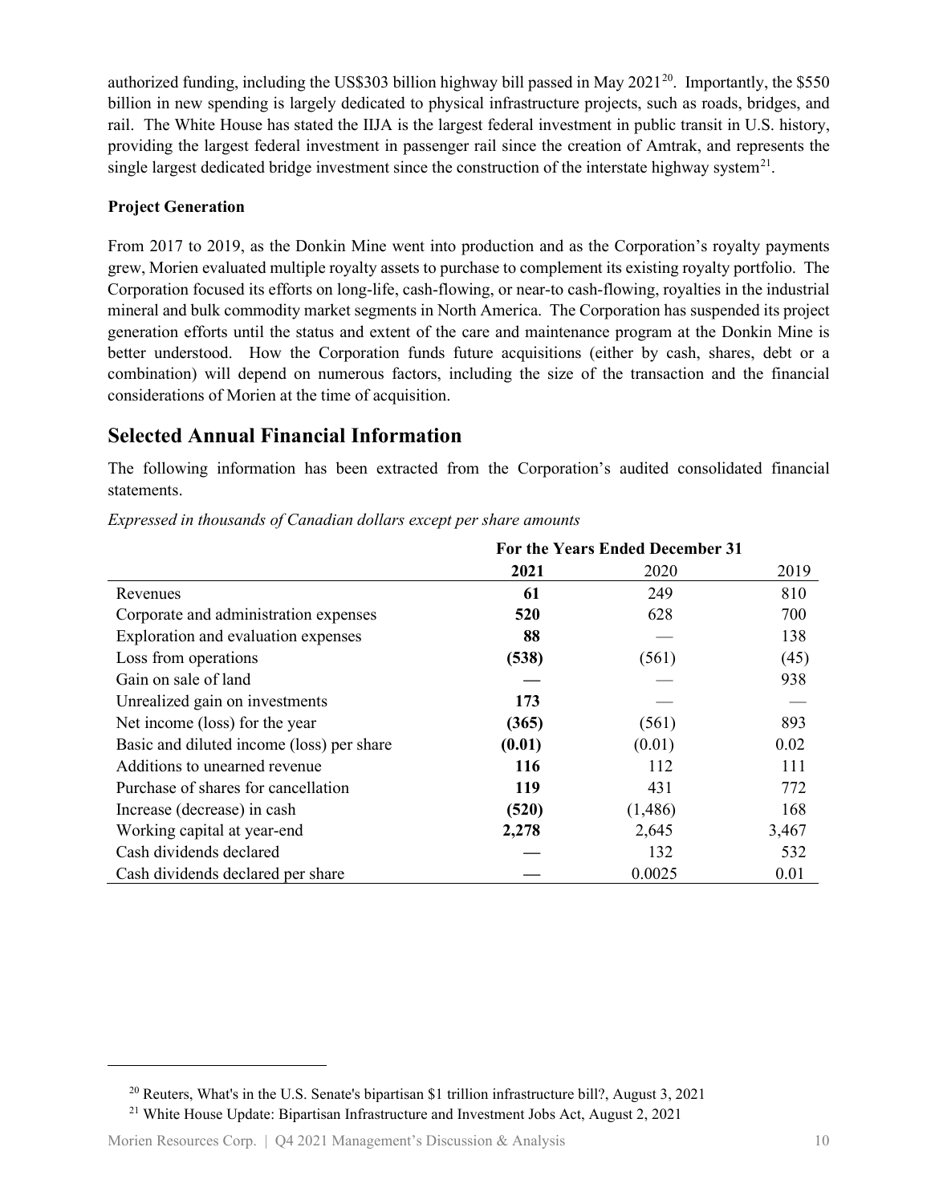authorized funding, including the US$303 billion highway bill passed in May 2021[20]. Importantly, the $550 billion in new spending is largely dedicated to physical infrastructure projects, such as roads, bridges, and rail. The White House has stated the IIJA is the largest federal investment in public transit in U.S. history, providing the largest federal investment in passenger rail since the creation of Amtrak, and represents the single largest dedicated bridge investment since the construction of the interstate highway system[21].

**Project Generation**

From 2017 to 2019, as the Donkin Mine went into production and as the Corporation's royalty payments grew, Morien evaluated multiple royalty assets to purchase to complement its existing royalty portfolio. The Corporation focused its efforts on long-life, cash-flowing, or near-to cash-flowing, royalties in the industrial mineral and bulk commodity market segments in North America. The Corporation has suspended its project generation efforts until the status and extent of the care and maintenance program at the Donkin Mine is better understood. How the Corporation funds future acquisitions (either by cash, shares, debt or a combination) will depend on numerous factors, including the size of the transaction and the financial considerations of Morien at the time of acquisition.

## Selected Annual Financial Information

The following information has been extracted from the Corporation's audited consolidated financial statements.

*Expressed in thousands of Canadian dollars except per share amounts*

| | For the Years Ended December 31 | | |
|---|---|---|---|
| | **2021** | 2020 | 2019 |
| Revenues | **61** | 249 | 810 |
| Corporate and administration expenses | **520** | 628 | 700 |
| Exploration and evaluation expenses | **88** | — | 138 |
| Loss from operations | **(538)** | (561) | (45) |
| Gain on sale of land | **—** | — | 938 |
| Unrealized gain on investments | **173** | — | — |
| Net income (loss) for the year | **(365)** | (561) | 893 |
| Basic and diluted income (loss) per share | **(0.01)** | (0.01) | 0.02 |
| Additions to unearned revenue | **116** | 112 | 111 |
| Purchase of shares for cancellation | **119** | 431 | 772 |
| Increase (decrease) in cash | **(520)** | (1,486) | 168 |
| Working capital at year-end | **2,278** | 2,645 | 3,467 |
| Cash dividends declared | **—** | 132 | 532 |
| Cash dividends declared per share | **—** | 0.0025 | 0.01 |

[20] Reuters, What's in the U.S. Senate's bipartisan $1 trillion infrastructure bill?, August 3, 2021

[21] White House Update: Bipartisan Infrastructure and Investment Jobs Act, August 2, 2021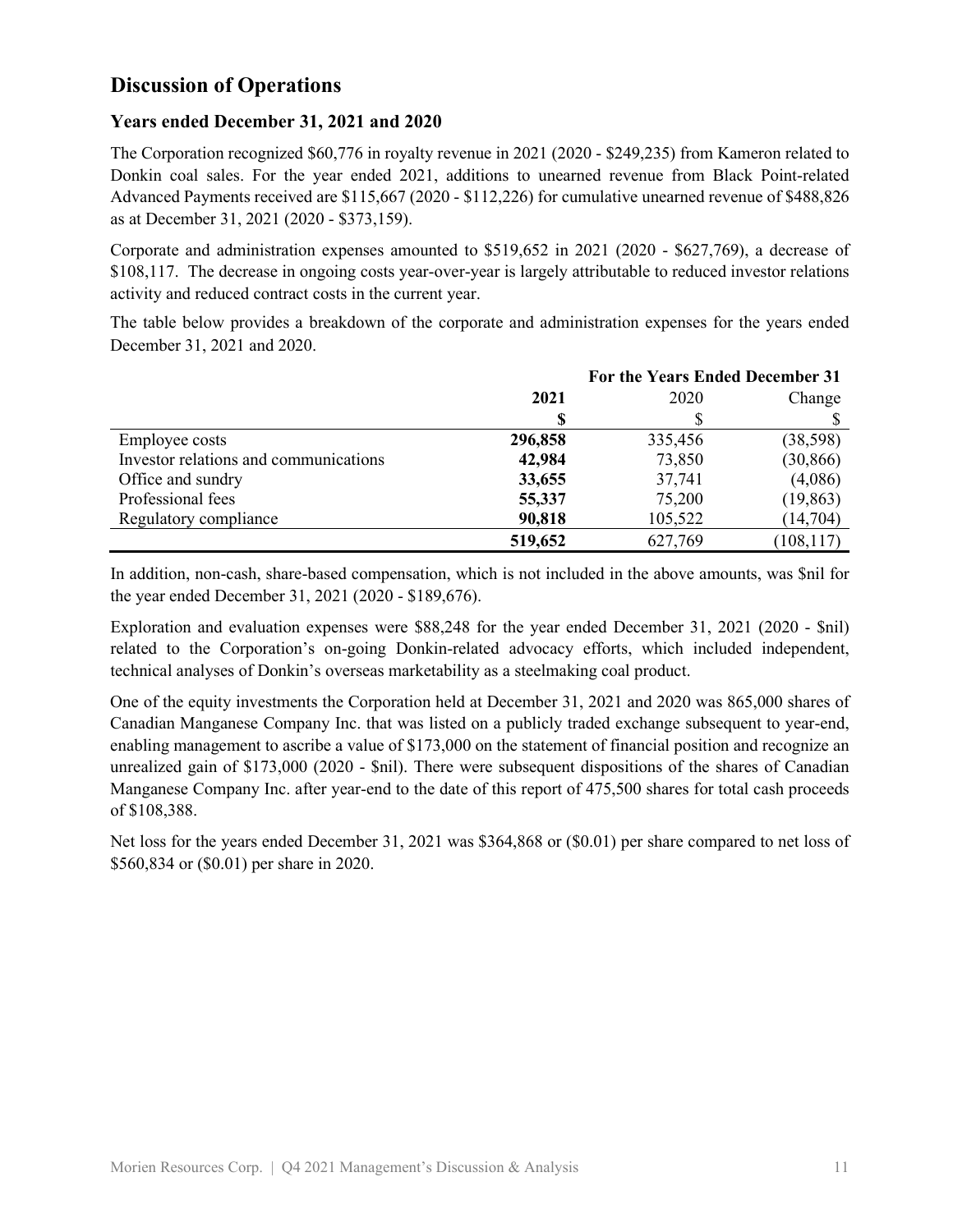## Discussion of Operations

### Years ended December 31, 2021 and 2020

The Corporation recognized $60,776 in royalty revenue in 2021 (2020 - $249,235) from Kameron related to Donkin coal sales. For the year ended 2021, additions to unearned revenue from Black Point-related Advanced Payments received are $115,667 (2020 - $112,226) for cumulative unearned revenue of $488,826 as at December 31, 2021 (2020 - $373,159).

Corporate and administration expenses amounted to $519,652 in 2021 (2020 - $627,769), a decrease of $108,117. The decrease in ongoing costs year-over-year is largely attributable to reduced investor relations activity and reduced contract costs in the current year.

The table below provides a breakdown of the corporate and administration expenses for the years ended December 31, 2021 and 2020.

| | For the Years Ended December 31 | | |
|---|---|---|---|
| | **2021** | 2020 | Change |
| | **$** | $ | $ |
| Employee costs | **296,858** | 335,456 | (38,598) |
| Investor relations and communications | **42,984** | 73,850 | (30,866) |
| Office and sundry | **33,655** | 37,741 | (4,086) |
| Professional fees | **55,337** | 75,200 | (19,863) |
| Regulatory compliance | **90,818** | 105,522 | (14,704) |
| | **519,652** | 627,769 | (108,117) |

In addition, non-cash, share-based compensation, which is not included in the above amounts, was $nil for the year ended December 31, 2021 (2020 - $189,676).

Exploration and evaluation expenses were $88,248 for the year ended December 31, 2021 (2020 - $nil) related to the Corporation's on-going Donkin-related advocacy efforts, which included independent, technical analyses of Donkin's overseas marketability as a steelmaking coal product.

One of the equity investments the Corporation held at December 31, 2021 and 2020 was 865,000 shares of Canadian Manganese Company Inc. that was listed on a publicly traded exchange subsequent to year-end, enabling management to ascribe a value of $173,000 on the statement of financial position and recognize an unrealized gain of $173,000 (2020 - $nil). There were subsequent dispositions of the shares of Canadian Manganese Company Inc. after year-end to the date of this report of 475,500 shares for total cash proceeds of $108,388.

Net loss for the years ended December 31, 2021 was $364,868 or ($0.01) per share compared to net loss of $560,834 or ($0.01) per share in 2020.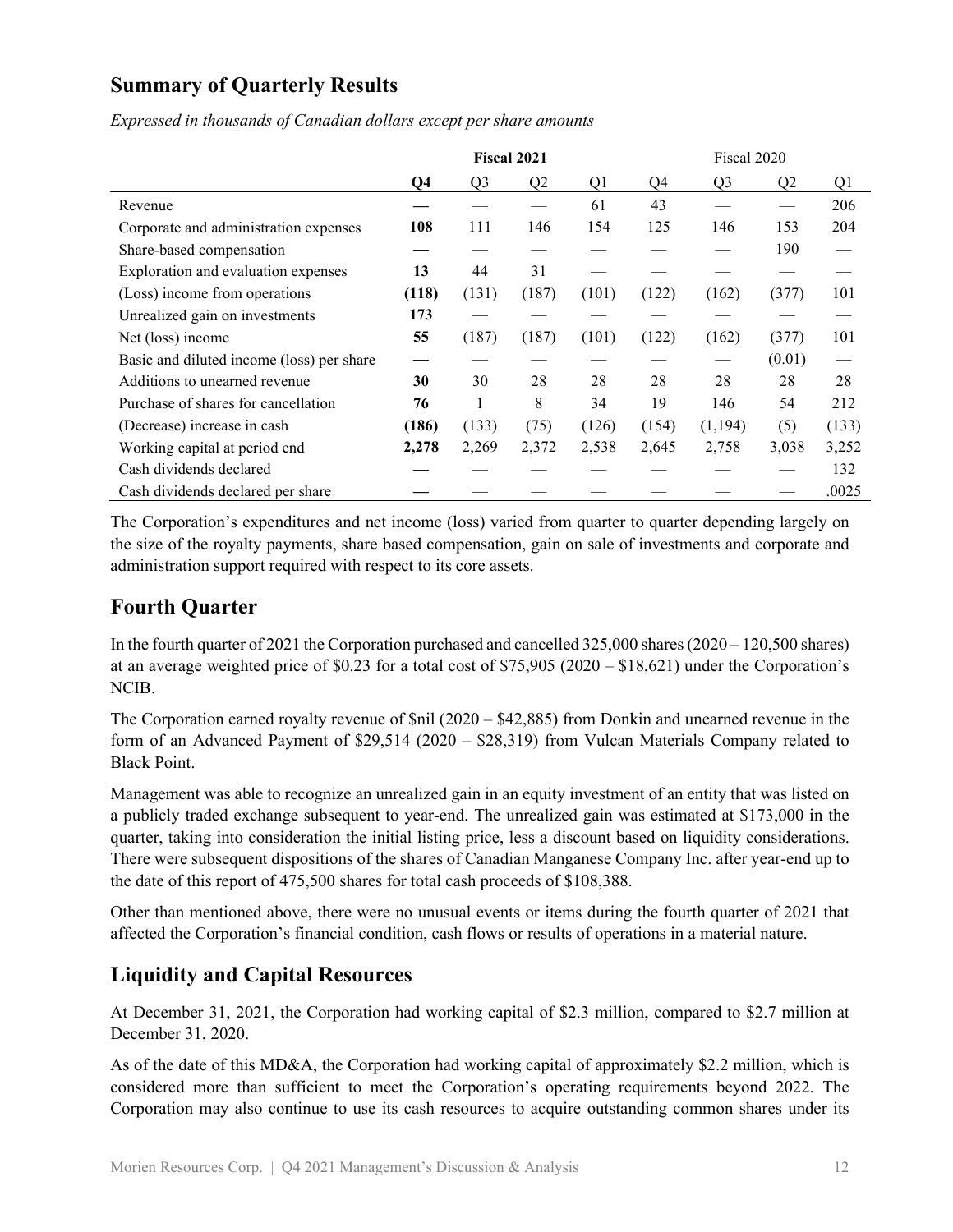## Summary of Quarterly Results

*Expressed in thousands of Canadian dollars except per share amounts*

| | **Fiscal 2021** | | | | Fiscal 2020 | | | |
|---|---|---|---|---|---|---|---|---|
| | **Q4** | Q3 | Q2 | Q1 | Q4 | Q3 | Q2 | Q1 |
| Revenue | **—** | — | — | 61 | 43 | — | — | 206 |
| Corporate and administration expenses | **108** | 111 | 146 | 154 | 125 | 146 | 153 | 204 |
| Share-based compensation | **—** | — | — | — | — | — | 190 | — |
| Exploration and evaluation expenses | **13** | 44 | 31 | — | — | — | — | — |
| (Loss) income from operations | **(118)** | (131) | (187) | (101) | (122) | (162) | (377) | 101 |
| Unrealized gain on investments | **173** | — | — | — | — | — | — | — |
| Net (loss) income | **55** | (187) | (187) | (101) | (122) | (162) | (377) | 101 |
| Basic and diluted income (loss) per share | **—** | — | — | — | — | — | (0.01) | — |
| Additions to unearned revenue | **30** | 30 | 28 | 28 | 28 | 28 | 28 | 28 |
| Purchase of shares for cancellation | **76** | 1 | 8 | 34 | 19 | 146 | 54 | 212 |
| (Decrease) increase in cash | **(186)** | (133) | (75) | (126) | (154) | (1,194) | (5) | (133) |
| Working capital at period end | **2,278** | 2,269 | 2,372 | 2,538 | 2,645 | 2,758 | 3,038 | 3,252 |
| Cash dividends declared | **—** | — | — | — | — | — | — | 132 |
| Cash dividends declared per share | **—** | — | — | — | — | — | — | .0025 |

The Corporation's expenditures and net income (loss) varied from quarter to quarter depending largely on the size of the royalty payments, share based compensation, gain on sale of investments and corporate and administration support required with respect to its core assets.

## Fourth Quarter

In the fourth quarter of 2021 the Corporation purchased and cancelled 325,000 shares (2020 – 120,500 shares) at an average weighted price of $0.23 for a total cost of $75,905 (2020 – $18,621) under the Corporation's NCIB.

The Corporation earned royalty revenue of $nil (2020 – $42,885) from Donkin and unearned revenue in the form of an Advanced Payment of $29,514 (2020 – $28,319) from Vulcan Materials Company related to Black Point.

Management was able to recognize an unrealized gain in an equity investment of an entity that was listed on a publicly traded exchange subsequent to year-end. The unrealized gain was estimated at $173,000 in the quarter, taking into consideration the initial listing price, less a discount based on liquidity considerations. There were subsequent dispositions of the shares of Canadian Manganese Company Inc. after year-end up to the date of this report of 475,500 shares for total cash proceeds of $108,388.

Other than mentioned above, there were no unusual events or items during the fourth quarter of 2021 that affected the Corporation's financial condition, cash flows or results of operations in a material nature.

## Liquidity and Capital Resources

At December 31, 2021, the Corporation had working capital of $2.3 million, compared to $2.7 million at December 31, 2020.

As of the date of this MD&A, the Corporation had working capital of approximately $2.2 million, which is considered more than sufficient to meet the Corporation's operating requirements beyond 2022. The Corporation may also continue to use its cash resources to acquire outstanding common shares under its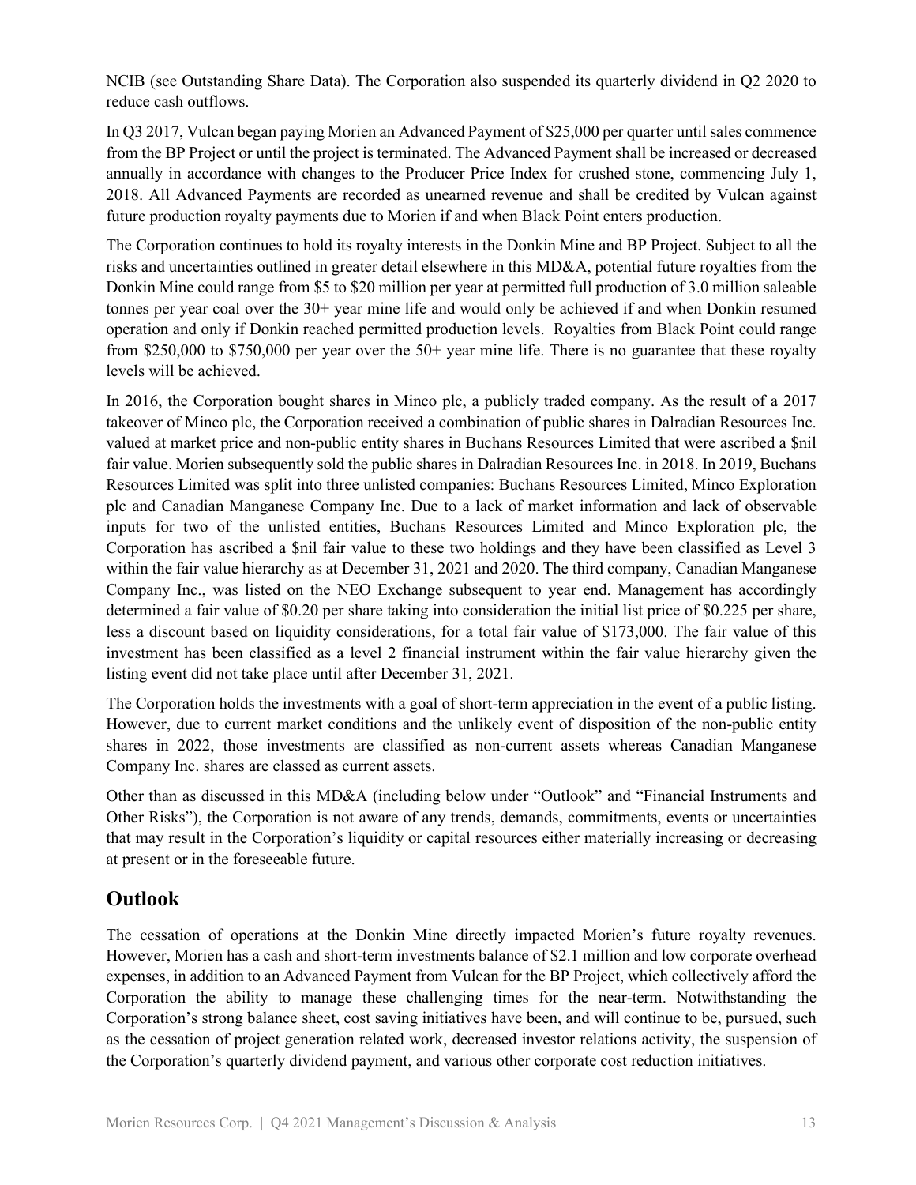NCIB (see Outstanding Share Data). The Corporation also suspended its quarterly dividend in Q2 2020 to reduce cash outflows.

In Q3 2017, Vulcan began paying Morien an Advanced Payment of $25,000 per quarter until sales commence from the BP Project or until the project is terminated. The Advanced Payment shall be increased or decreased annually in accordance with changes to the Producer Price Index for crushed stone, commencing July 1, 2018. All Advanced Payments are recorded as unearned revenue and shall be credited by Vulcan against future production royalty payments due to Morien if and when Black Point enters production.

The Corporation continues to hold its royalty interests in the Donkin Mine and BP Project. Subject to all the risks and uncertainties outlined in greater detail elsewhere in this MD&A, potential future royalties from the Donkin Mine could range from $5 to $20 million per year at permitted full production of 3.0 million saleable tonnes per year coal over the 30+ year mine life and would only be achieved if and when Donkin resumed operation and only if Donkin reached permitted production levels. Royalties from Black Point could range from $250,000 to $750,000 per year over the 50+ year mine life. There is no guarantee that these royalty levels will be achieved.

In 2016, the Corporation bought shares in Minco plc, a publicly traded company. As the result of a 2017 takeover of Minco plc, the Corporation received a combination of public shares in Dalradian Resources Inc. valued at market price and non-public entity shares in Buchans Resources Limited that were ascribed a $nil fair value. Morien subsequently sold the public shares in Dalradian Resources Inc. in 2018. In 2019, Buchans Resources Limited was split into three unlisted companies: Buchans Resources Limited, Minco Exploration plc and Canadian Manganese Company Inc. Due to a lack of market information and lack of observable inputs for two of the unlisted entities, Buchans Resources Limited and Minco Exploration plc, the Corporation has ascribed a $nil fair value to these two holdings and they have been classified as Level 3 within the fair value hierarchy as at December 31, 2021 and 2020. The third company, Canadian Manganese Company Inc., was listed on the NEO Exchange subsequent to year end. Management has accordingly determined a fair value of $0.20 per share taking into consideration the initial list price of $0.225 per share, less a discount based on liquidity considerations, for a total fair value of $173,000. The fair value of this investment has been classified as a level 2 financial instrument within the fair value hierarchy given the listing event did not take place until after December 31, 2021.

The Corporation holds the investments with a goal of short-term appreciation in the event of a public listing. However, due to current market conditions and the unlikely event of disposition of the non-public entity shares in 2022, those investments are classified as non-current assets whereas Canadian Manganese Company Inc. shares are classed as current assets.

Other than as discussed in this MD&A (including below under "Outlook" and "Financial Instruments and Other Risks"), the Corporation is not aware of any trends, demands, commitments, events or uncertainties that may result in the Corporation's liquidity or capital resources either materially increasing or decreasing at present or in the foreseeable future.

## Outlook

The cessation of operations at the Donkin Mine directly impacted Morien's future royalty revenues. However, Morien has a cash and short-term investments balance of $2.1 million and low corporate overhead expenses, in addition to an Advanced Payment from Vulcan for the BP Project, which collectively afford the Corporation the ability to manage these challenging times for the near-term. Notwithstanding the Corporation's strong balance sheet, cost saving initiatives have been, and will continue to be, pursued, such as the cessation of project generation related work, decreased investor relations activity, the suspension of the Corporation's quarterly dividend payment, and various other corporate cost reduction initiatives.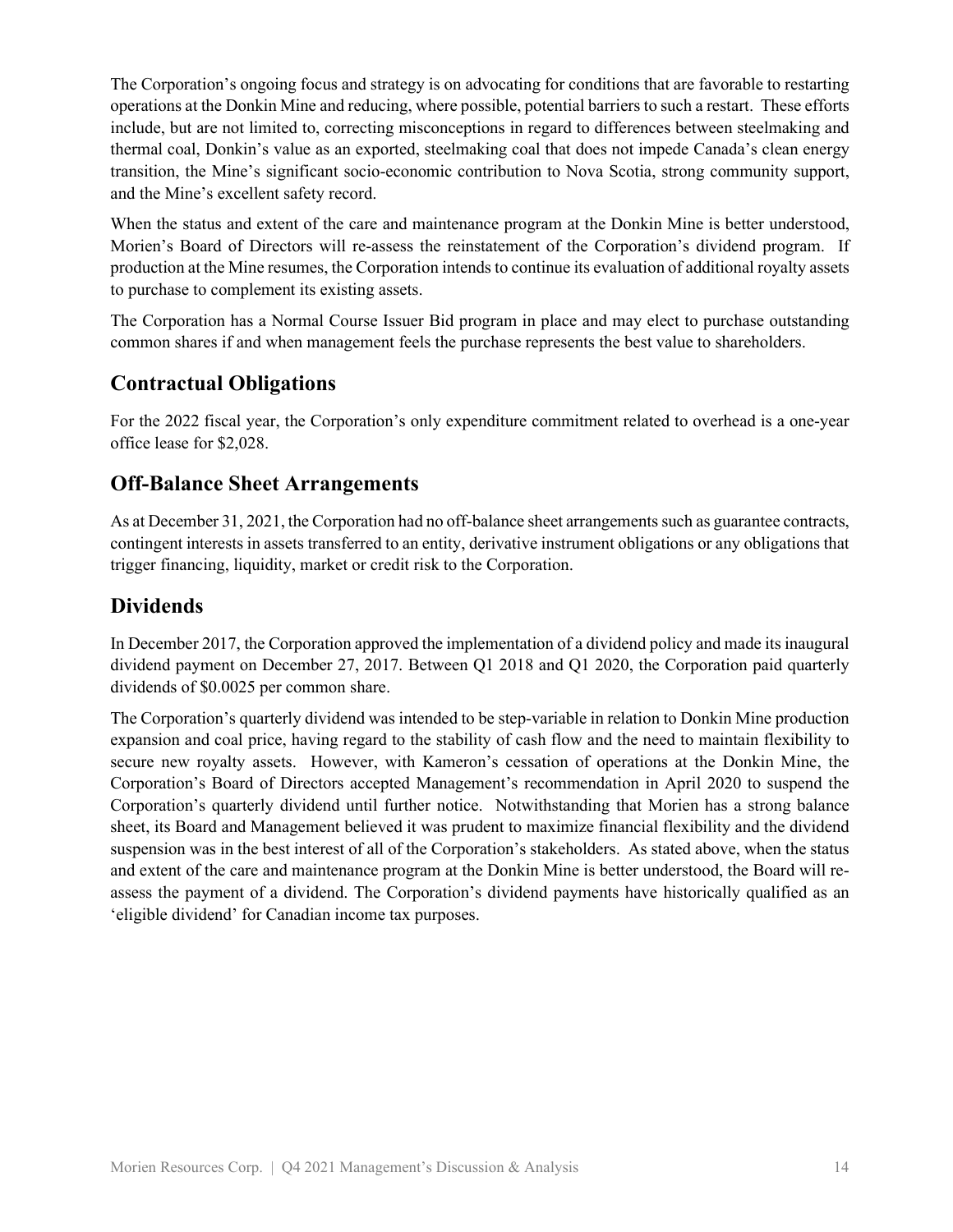The Corporation's ongoing focus and strategy is on advocating for conditions that are favorable to restarting operations at the Donkin Mine and reducing, where possible, potential barriers to such a restart. These efforts include, but are not limited to, correcting misconceptions in regard to differences between steelmaking and thermal coal, Donkin's value as an exported, steelmaking coal that does not impede Canada's clean energy transition, the Mine's significant socio-economic contribution to Nova Scotia, strong community support, and the Mine's excellent safety record.

When the status and extent of the care and maintenance program at the Donkin Mine is better understood, Morien's Board of Directors will re-assess the reinstatement of the Corporation's dividend program. If production at the Mine resumes, the Corporation intends to continue its evaluation of additional royalty assets to purchase to complement its existing assets.

The Corporation has a Normal Course Issuer Bid program in place and may elect to purchase outstanding common shares if and when management feels the purchase represents the best value to shareholders.

## Contractual Obligations

For the 2022 fiscal year, the Corporation's only expenditure commitment related to overhead is a one-year office lease for $2,028.

## Off-Balance Sheet Arrangements

As at December 31, 2021, the Corporation had no off-balance sheet arrangements such as guarantee contracts, contingent interests in assets transferred to an entity, derivative instrument obligations or any obligations that trigger financing, liquidity, market or credit risk to the Corporation.

## Dividends

In December 2017, the Corporation approved the implementation of a dividend policy and made its inaugural dividend payment on December 27, 2017. Between Q1 2018 and Q1 2020, the Corporation paid quarterly dividends of $0.0025 per common share.

The Corporation's quarterly dividend was intended to be step-variable in relation to Donkin Mine production expansion and coal price, having regard to the stability of cash flow and the need to maintain flexibility to secure new royalty assets. However, with Kameron's cessation of operations at the Donkin Mine, the Corporation's Board of Directors accepted Management's recommendation in April 2020 to suspend the Corporation's quarterly dividend until further notice. Notwithstanding that Morien has a strong balance sheet, its Board and Management believed it was prudent to maximize financial flexibility and the dividend suspension was in the best interest of all of the Corporation's stakeholders. As stated above, when the status and extent of the care and maintenance program at the Donkin Mine is better understood, the Board will re-assess the payment of a dividend. The Corporation's dividend payments have historically qualified as an 'eligible dividend' for Canadian income tax purposes.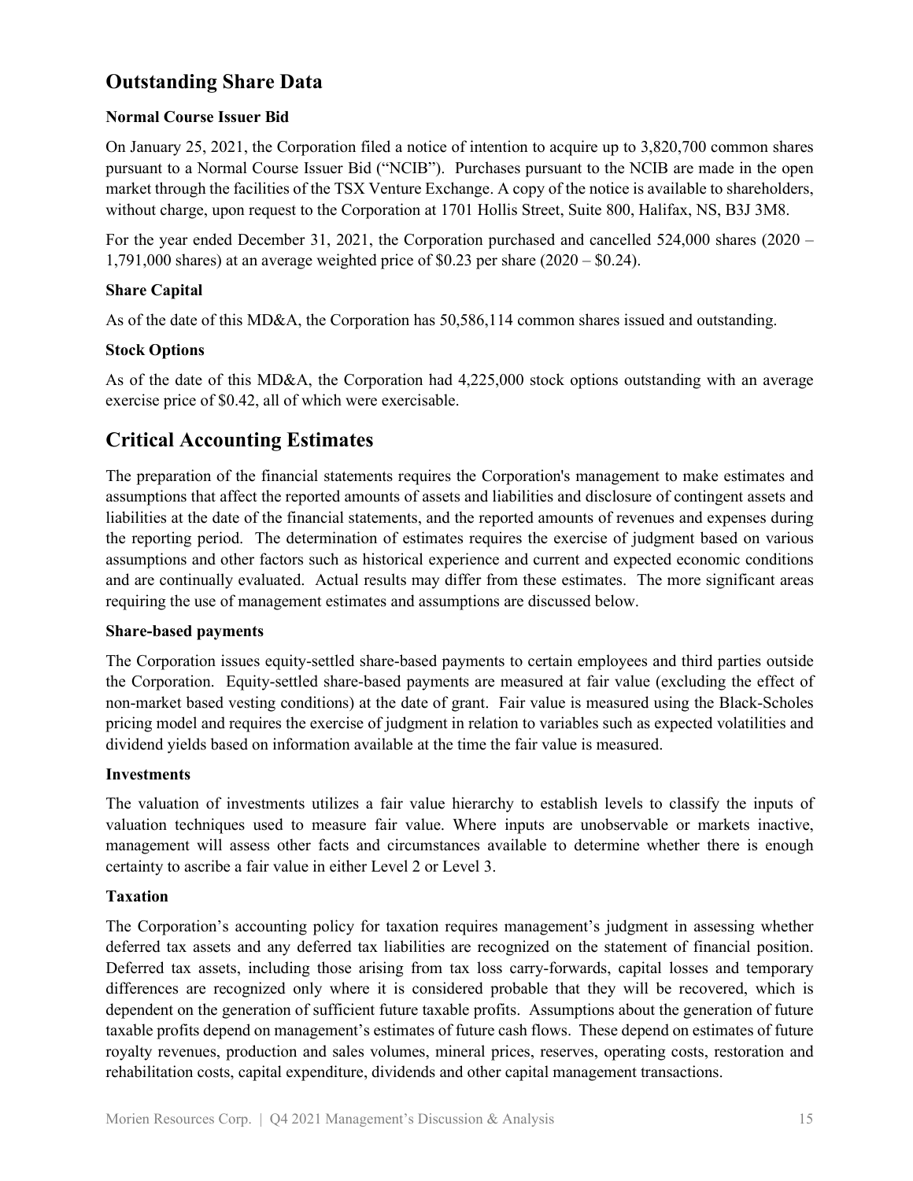## Outstanding Share Data

**Normal Course Issuer Bid**

On January 25, 2021, the Corporation filed a notice of intention to acquire up to 3,820,700 common shares pursuant to a Normal Course Issuer Bid ("NCIB"). Purchases pursuant to the NCIB are made in the open market through the facilities of the TSX Venture Exchange. A copy of the notice is available to shareholders, without charge, upon request to the Corporation at 1701 Hollis Street, Suite 800, Halifax, NS, B3J 3M8.

For the year ended December 31, 2021, the Corporation purchased and cancelled 524,000 shares (2020 – 1,791,000 shares) at an average weighted price of $0.23 per share (2020 – $0.24).

**Share Capital**

As of the date of this MD&A, the Corporation has 50,586,114 common shares issued and outstanding.

**Stock Options**

As of the date of this MD&A, the Corporation had 4,225,000 stock options outstanding with an average exercise price of $0.42, all of which were exercisable.

## Critical Accounting Estimates

The preparation of the financial statements requires the Corporation's management to make estimates and assumptions that affect the reported amounts of assets and liabilities and disclosure of contingent assets and liabilities at the date of the financial statements, and the reported amounts of revenues and expenses during the reporting period. The determination of estimates requires the exercise of judgment based on various assumptions and other factors such as historical experience and current and expected economic conditions and are continually evaluated. Actual results may differ from these estimates. The more significant areas requiring the use of management estimates and assumptions are discussed below.

**Share-based payments**

The Corporation issues equity-settled share-based payments to certain employees and third parties outside the Corporation. Equity-settled share-based payments are measured at fair value (excluding the effect of non-market based vesting conditions) at the date of grant. Fair value is measured using the Black-Scholes pricing model and requires the exercise of judgment in relation to variables such as expected volatilities and dividend yields based on information available at the time the fair value is measured.

**Investments**

The valuation of investments utilizes a fair value hierarchy to establish levels to classify the inputs of valuation techniques used to measure fair value. Where inputs are unobservable or markets inactive, management will assess other facts and circumstances available to determine whether there is enough certainty to ascribe a fair value in either Level 2 or Level 3.

**Taxation**

The Corporation's accounting policy for taxation requires management's judgment in assessing whether deferred tax assets and any deferred tax liabilities are recognized on the statement of financial position. Deferred tax assets, including those arising from tax loss carry-forwards, capital losses and temporary differences are recognized only where it is considered probable that they will be recovered, which is dependent on the generation of sufficient future taxable profits. Assumptions about the generation of future taxable profits depend on management's estimates of future cash flows. These depend on estimates of future royalty revenues, production and sales volumes, mineral prices, reserves, operating costs, restoration and rehabilitation costs, capital expenditure, dividends and other capital management transactions.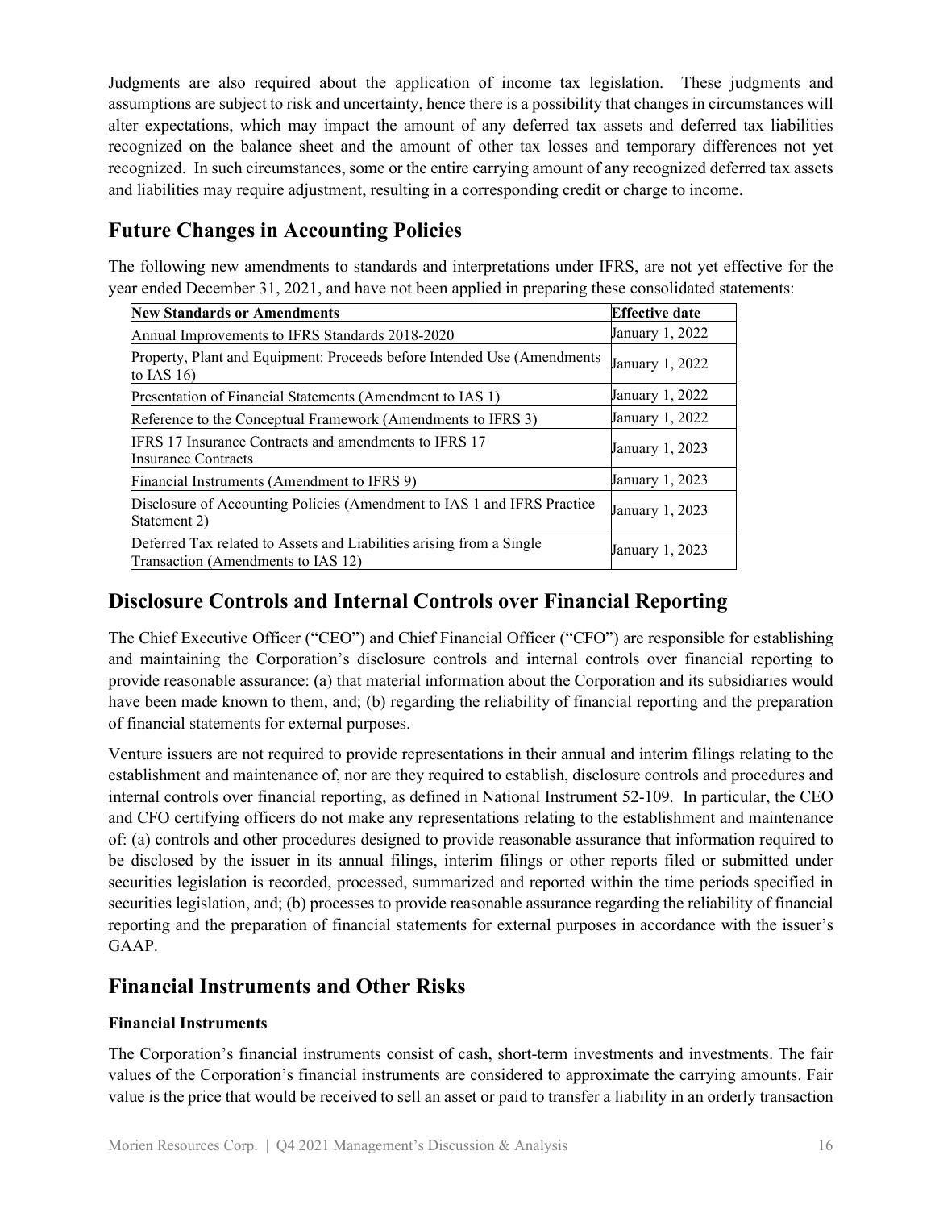Judgments are also required about the application of income tax legislation. These judgments and assumptions are subject to risk and uncertainty, hence there is a possibility that changes in circumstances will alter expectations, which may impact the amount of any deferred tax assets and deferred tax liabilities recognized on the balance sheet and the amount of other tax losses and temporary differences not yet recognized. In such circumstances, some or the entire carrying amount of any recognized deferred tax assets and liabilities may require adjustment, resulting in a corresponding credit or charge to income.

## Future Changes in Accounting Policies

The following new amendments to standards and interpretations under IFRS, are not yet effective for the year ended December 31, 2021, and have not been applied in preparing these consolidated statements:

| New Standards or Amendments | Effective date |
|---|---|
| Annual Improvements to IFRS Standards 2018-2020 | January 1, 2022 |
| Property, Plant and Equipment: Proceeds before Intended Use (Amendments to IAS 16) | January 1, 2022 |
| Presentation of Financial Statements (Amendment to IAS 1) | January 1, 2022 |
| Reference to the Conceptual Framework (Amendments to IFRS 3) | January 1, 2022 |
| IFRS 17 Insurance Contracts and amendments to IFRS 17 Insurance Contracts | January 1, 2023 |
| Financial Instruments (Amendment to IFRS 9) | January 1, 2023 |
| Disclosure of Accounting Policies (Amendment to IAS 1 and IFRS Practice Statement 2) | January 1, 2023 |
| Deferred Tax related to Assets and Liabilities arising from a Single Transaction (Amendments to IAS 12) | January 1, 2023 |

## Disclosure Controls and Internal Controls over Financial Reporting

The Chief Executive Officer ("CEO") and Chief Financial Officer ("CFO") are responsible for establishing and maintaining the Corporation's disclosure controls and internal controls over financial reporting to provide reasonable assurance: (a) that material information about the Corporation and its subsidiaries would have been made known to them, and; (b) regarding the reliability of financial reporting and the preparation of financial statements for external purposes.

Venture issuers are not required to provide representations in their annual and interim filings relating to the establishment and maintenance of, nor are they required to establish, disclosure controls and procedures and internal controls over financial reporting, as defined in National Instrument 52-109. In particular, the CEO and CFO certifying officers do not make any representations relating to the establishment and maintenance of: (a) controls and other procedures designed to provide reasonable assurance that information required to be disclosed by the issuer in its annual filings, interim filings or other reports filed or submitted under securities legislation is recorded, processed, summarized and reported within the time periods specified in securities legislation, and; (b) processes to provide reasonable assurance regarding the reliability of financial reporting and the preparation of financial statements for external purposes in accordance with the issuer's GAAP.

## Financial Instruments and Other Risks

### Financial Instruments

The Corporation's financial instruments consist of cash, short-term investments and investments. The fair values of the Corporation's financial instruments are considered to approximate the carrying amounts. Fair value is the price that would be received to sell an asset or paid to transfer a liability in an orderly transaction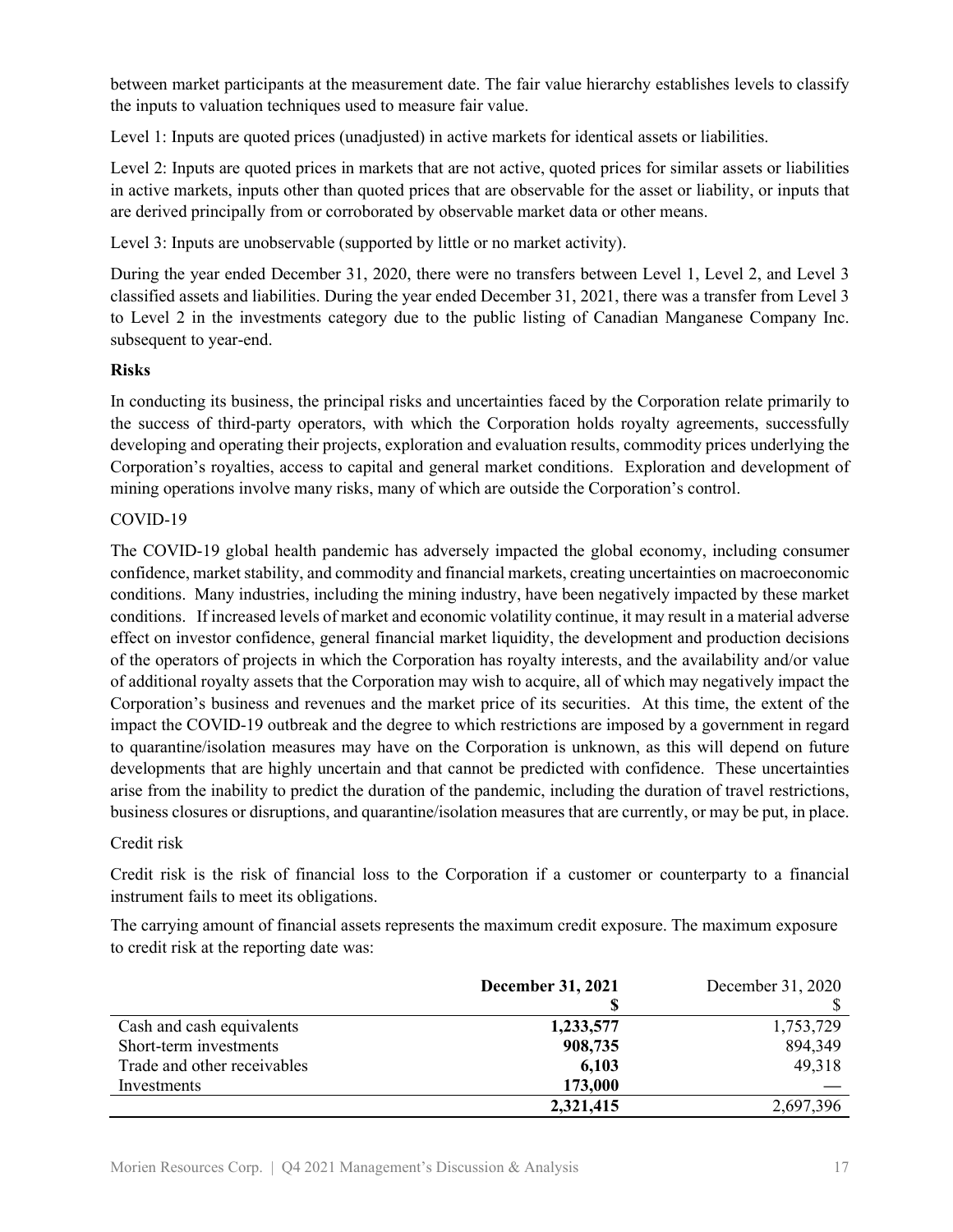between market participants at the measurement date. The fair value hierarchy establishes levels to classify the inputs to valuation techniques used to measure fair value.

Level 1: Inputs are quoted prices (unadjusted) in active markets for identical assets or liabilities.

Level 2: Inputs are quoted prices in markets that are not active, quoted prices for similar assets or liabilities in active markets, inputs other than quoted prices that are observable for the asset or liability, or inputs that are derived principally from or corroborated by observable market data or other means.

Level 3: Inputs are unobservable (supported by little or no market activity).

During the year ended December 31, 2020, there were no transfers between Level 1, Level 2, and Level 3 classified assets and liabilities. During the year ended December 31, 2021, there was a transfer from Level 3 to Level 2 in the investments category due to the public listing of Canadian Manganese Company Inc. subsequent to year-end.

**Risks**

In conducting its business, the principal risks and uncertainties faced by the Corporation relate primarily to the success of third-party operators, with which the Corporation holds royalty agreements, successfully developing and operating their projects, exploration and evaluation results, commodity prices underlying the Corporation's royalties, access to capital and general market conditions. Exploration and development of mining operations involve many risks, many of which are outside the Corporation's control.

COVID-19

The COVID-19 global health pandemic has adversely impacted the global economy, including consumer confidence, market stability, and commodity and financial markets, creating uncertainties on macroeconomic conditions. Many industries, including the mining industry, have been negatively impacted by these market conditions. If increased levels of market and economic volatility continue, it may result in a material adverse effect on investor confidence, general financial market liquidity, the development and production decisions of the operators of projects in which the Corporation has royalty interests, and the availability and/or value of additional royalty assets that the Corporation may wish to acquire, all of which may negatively impact the Corporation's business and revenues and the market price of its securities. At this time, the extent of the impact the COVID-19 outbreak and the degree to which restrictions are imposed by a government in regard to quarantine/isolation measures may have on the Corporation is unknown, as this will depend on future developments that are highly uncertain and that cannot be predicted with confidence. These uncertainties arise from the inability to predict the duration of the pandemic, including the duration of travel restrictions, business closures or disruptions, and quarantine/isolation measures that are currently, or may be put, in place.

Credit risk

Credit risk is the risk of financial loss to the Corporation if a customer or counterparty to a financial instrument fails to meet its obligations.

The carrying amount of financial assets represents the maximum credit exposure. The maximum exposure to credit risk at the reporting date was:

| | **December 31, 2021** | December 31, 2020 |
|---|---|---|
| | **$** | $ |
| Cash and cash equivalents | **1,233,577** | 1,753,729 |
| Short-term investments | **908,735** | 894,349 |
| Trade and other receivables | **6,103** | 49,318 |
| Investments | **173,000** | — |
| | **2,321,415** | 2,697,396 |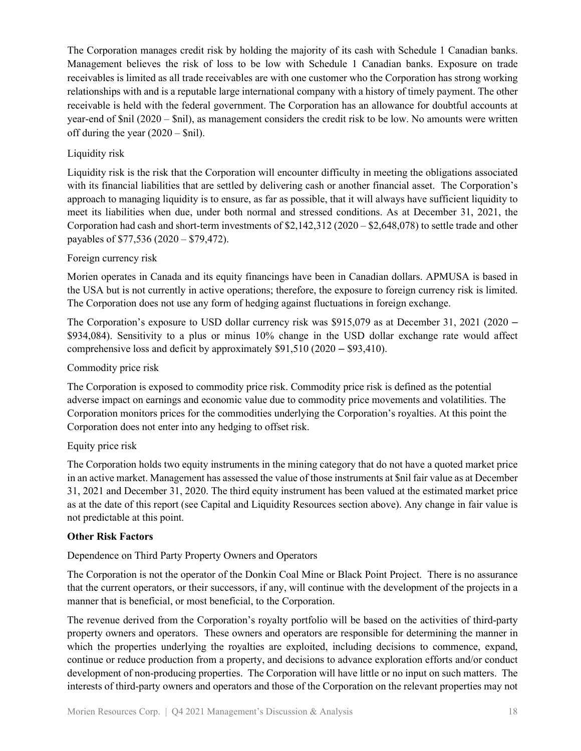The Corporation manages credit risk by holding the majority of its cash with Schedule 1 Canadian banks. Management believes the risk of loss to be low with Schedule 1 Canadian banks. Exposure on trade receivables is limited as all trade receivables are with one customer who the Corporation has strong working relationships with and is a reputable large international company with a history of timely payment. The other receivable is held with the federal government. The Corporation has an allowance for doubtful accounts at year-end of $nil (2020 – $nil), as management considers the credit risk to be low. No amounts were written off during the year (2020 – $nil).

Liquidity risk

Liquidity risk is the risk that the Corporation will encounter difficulty in meeting the obligations associated with its financial liabilities that are settled by delivering cash or another financial asset. The Corporation's approach to managing liquidity is to ensure, as far as possible, that it will always have sufficient liquidity to meet its liabilities when due, under both normal and stressed conditions. As at December 31, 2021, the Corporation had cash and short-term investments of $2,142,312 (2020 – $2,648,078) to settle trade and other payables of $77,536 (2020 – $79,472).

Foreign currency risk

Morien operates in Canada and its equity financings have been in Canadian dollars. APMUSA is based in the USA but is not currently in active operations; therefore, the exposure to foreign currency risk is limited. The Corporation does not use any form of hedging against fluctuations in foreign exchange.

The Corporation's exposure to USD dollar currency risk was $915,079 as at December 31, 2021 (2020 – $934,084). Sensitivity to a plus or minus 10% change in the USD dollar exchange rate would affect comprehensive loss and deficit by approximately $91,510 (2020 – $93,410).

Commodity price risk

The Corporation is exposed to commodity price risk. Commodity price risk is defined as the potential adverse impact on earnings and economic value due to commodity price movements and volatilities. The Corporation monitors prices for the commodities underlying the Corporation's royalties. At this point the Corporation does not enter into any hedging to offset risk.

Equity price risk

The Corporation holds two equity instruments in the mining category that do not have a quoted market price in an active market. Management has assessed the value of those instruments at $nil fair value as at December 31, 2021 and December 31, 2020. The third equity instrument has been valued at the estimated market price as at the date of this report (see Capital and Liquidity Resources section above). Any change in fair value is not predictable at this point.

**Other Risk Factors**

Dependence on Third Party Property Owners and Operators

The Corporation is not the operator of the Donkin Coal Mine or Black Point Project. There is no assurance that the current operators, or their successors, if any, will continue with the development of the projects in a manner that is beneficial, or most beneficial, to the Corporation.

The revenue derived from the Corporation's royalty portfolio will be based on the activities of third-party property owners and operators. These owners and operators are responsible for determining the manner in which the properties underlying the royalties are exploited, including decisions to commence, expand, continue or reduce production from a property, and decisions to advance exploration efforts and/or conduct development of non-producing properties. The Corporation will have little or no input on such matters. The interests of third-party owners and operators and those of the Corporation on the relevant properties may not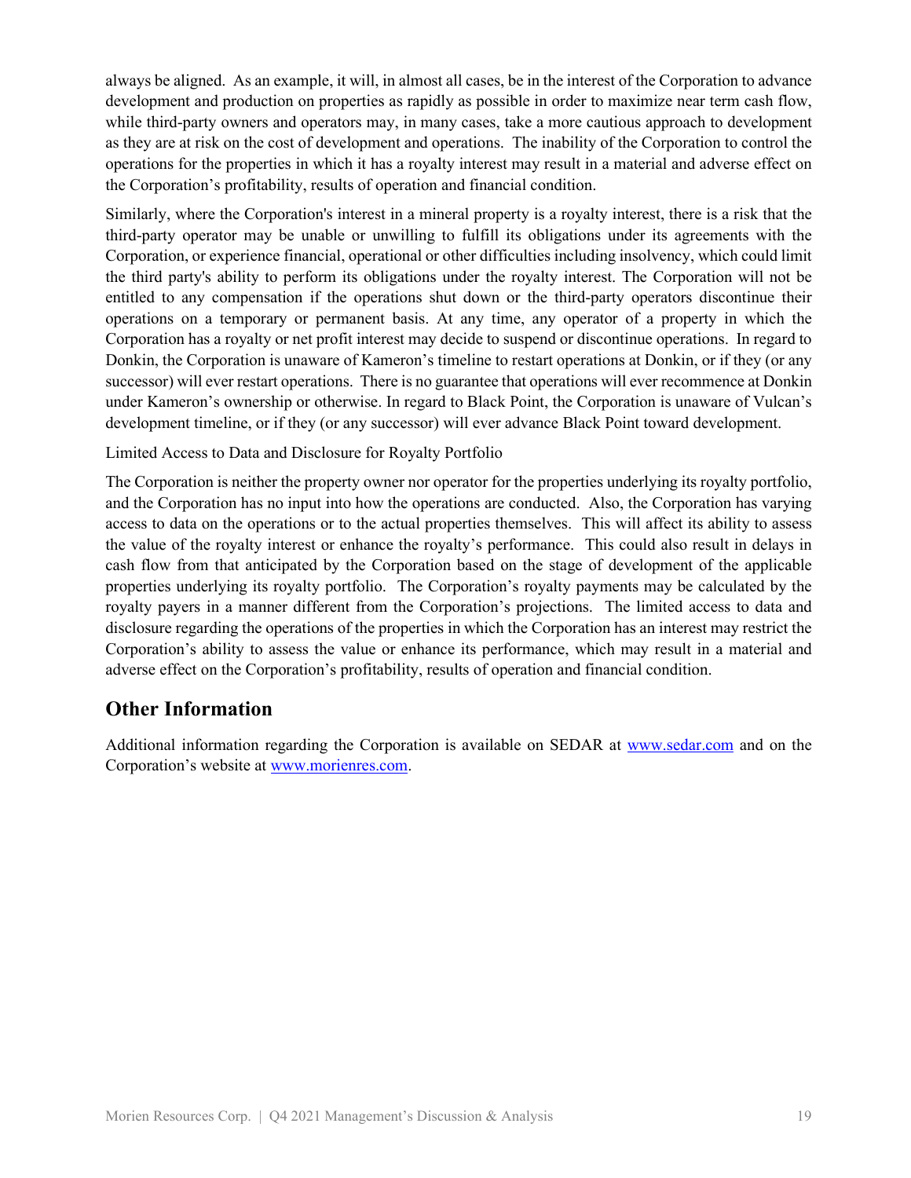always be aligned. As an example, it will, in almost all cases, be in the interest of the Corporation to advance development and production on properties as rapidly as possible in order to maximize near term cash flow, while third-party owners and operators may, in many cases, take a more cautious approach to development as they are at risk on the cost of development and operations. The inability of the Corporation to control the operations for the properties in which it has a royalty interest may result in a material and adverse effect on the Corporation's profitability, results of operation and financial condition.

Similarly, where the Corporation's interest in a mineral property is a royalty interest, there is a risk that the third-party operator may be unable or unwilling to fulfill its obligations under its agreements with the Corporation, or experience financial, operational or other difficulties including insolvency, which could limit the third party's ability to perform its obligations under the royalty interest. The Corporation will not be entitled to any compensation if the operations shut down or the third-party operators discontinue their operations on a temporary or permanent basis. At any time, any operator of a property in which the Corporation has a royalty or net profit interest may decide to suspend or discontinue operations. In regard to Donkin, the Corporation is unaware of Kameron's timeline to restart operations at Donkin, or if they (or any successor) will ever restart operations. There is no guarantee that operations will ever recommence at Donkin under Kameron's ownership or otherwise. In regard to Black Point, the Corporation is unaware of Vulcan's development timeline, or if they (or any successor) will ever advance Black Point toward development.

Limited Access to Data and Disclosure for Royalty Portfolio

The Corporation is neither the property owner nor operator for the properties underlying its royalty portfolio, and the Corporation has no input into how the operations are conducted. Also, the Corporation has varying access to data on the operations or to the actual properties themselves. This will affect its ability to assess the value of the royalty interest or enhance the royalty's performance. This could also result in delays in cash flow from that anticipated by the Corporation based on the stage of development of the applicable properties underlying its royalty portfolio. The Corporation's royalty payments may be calculated by the royalty payers in a manner different from the Corporation's projections. The limited access to data and disclosure regarding the operations of the properties in which the Corporation has an interest may restrict the Corporation's ability to assess the value or enhance its performance, which may result in a material and adverse effect on the Corporation's profitability, results of operation and financial condition.

## Other Information

Additional information regarding the Corporation is available on SEDAR at www.sedar.com and on the Corporation's website at www.morienres.com.